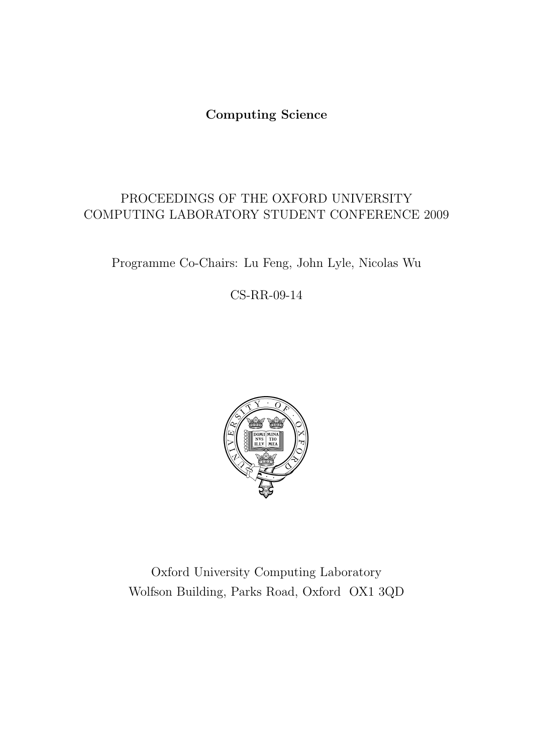**Computing Science**

# PROCEEDINGS OF THE OXFORD UNIVERSITY COMPUTING LABORATORY STUDENT CONFERENCE 2009

Programme Co-Chairs: Lu Feng, John Lyle, Nicolas Wu

CS-RR-09-14

Oxford University Computing Laboratory
Wolfson Building, Parks Road, Oxford OX1 3QD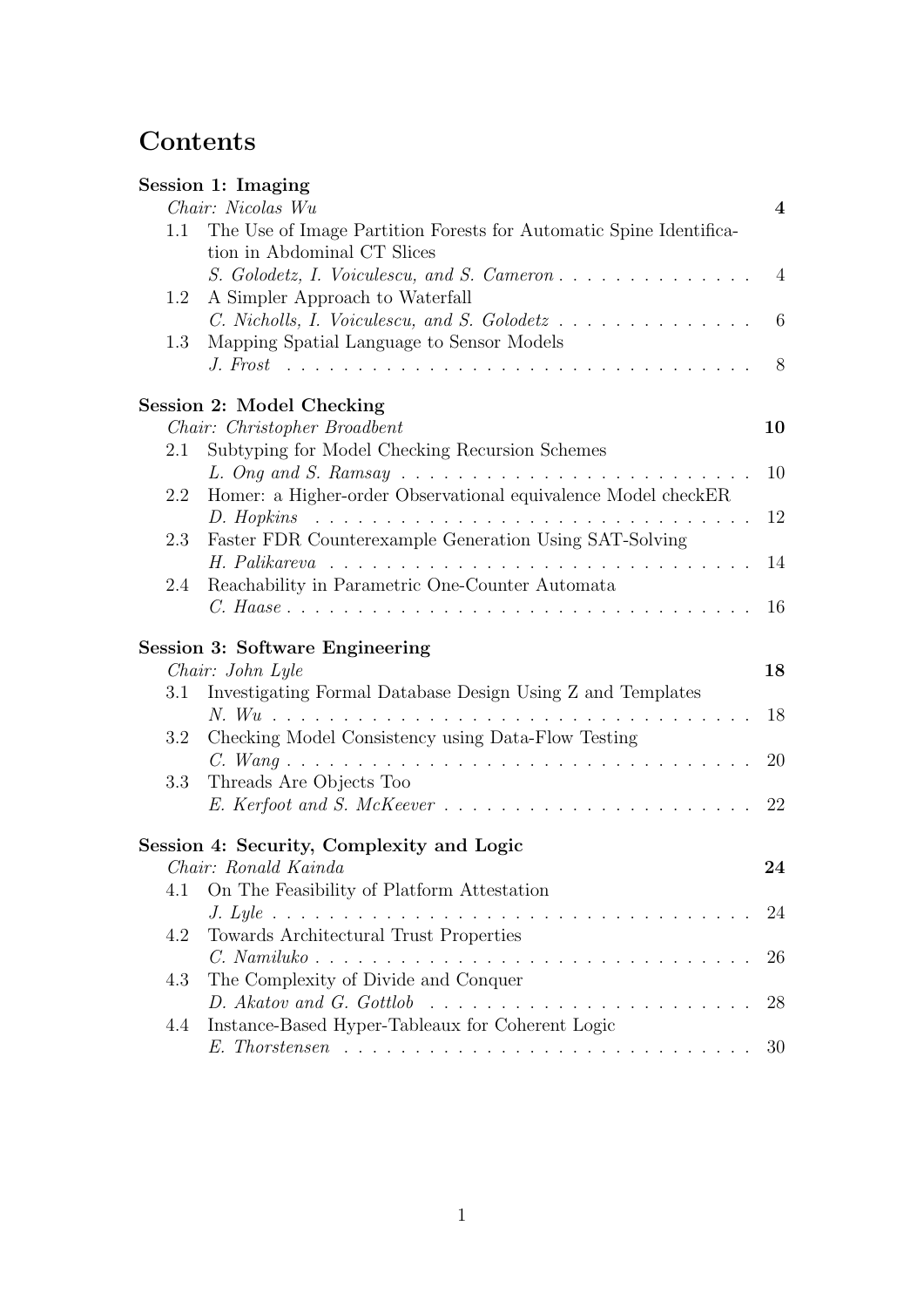# Contents

**Session 1: Imaging**

*Chair: Nicolas Wu* . . . **4**

1.1 The Use of Image Partition Forests for Automatic Spine Identification in Abdominal CT Slices
*S. Golodetz, I. Voiculescu, and S. Cameron* . . . 4

1.2 A Simpler Approach to Waterfall
*C. Nicholls, I. Voiculescu, and S. Golodetz* . . . 6

1.3 Mapping Spatial Language to Sensor Models
*J. Frost* . . . 8

**Session 2: Model Checking**

*Chair: Christopher Broadbent* . . . **10**

2.1 Subtyping for Model Checking Recursion Schemes
*L. Ong and S. Ramsay* . . . 10

2.2 Homer: a Higher-order Observational equivalence Model checkER
*D. Hopkins* . . . 12

2.3 Faster FDR Counterexample Generation Using SAT-Solving
*H. Palikareva* . . . 14

2.4 Reachability in Parametric One-Counter Automata
*C. Haase* . . . 16

**Session 3: Software Engineering**

*Chair: John Lyle* . . . **18**

3.1 Investigating Formal Database Design Using Z and Templates
*N. Wu* . . . 18

3.2 Checking Model Consistency using Data-Flow Testing
*C. Wang* . . . 20

3.3 Threads Are Objects Too
*E. Kerfoot and S. McKeever* . . . 22

**Session 4: Security, Complexity and Logic**

*Chair: Ronald Kainda* . . . **24**

4.1 On The Feasibility of Platform Attestation
*J. Lyle* . . . 24

4.2 Towards Architectural Trust Properties
*C. Namiluko* . . . 26

4.3 The Complexity of Divide and Conquer
*D. Akatov and G. Gottlob* . . . 28

4.4 Instance-Based Hyper-Tableaux for Coherent Logic
*E. Thorstensen* . . . 30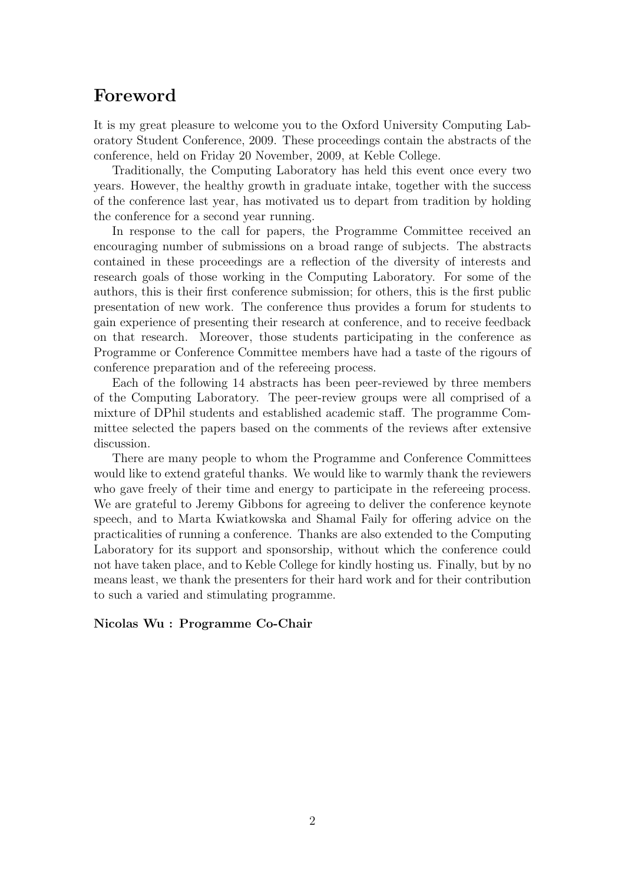# Foreword

It is my great pleasure to welcome you to the Oxford University Computing Laboratory Student Conference, 2009. These proceedings contain the abstracts of the conference, held on Friday 20 November, 2009, at Keble College.

Traditionally, the Computing Laboratory has held this event once every two years. However, the healthy growth in graduate intake, together with the success of the conference last year, has motivated us to depart from tradition by holding the conference for a second year running.

In response to the call for papers, the Programme Committee received an encouraging number of submissions on a broad range of subjects. The abstracts contained in these proceedings are a reflection of the diversity of interests and research goals of those working in the Computing Laboratory. For some of the authors, this is their first conference submission; for others, this is the first public presentation of new work. The conference thus provides a forum for students to gain experience of presenting their research at conference, and to receive feedback on that research. Moreover, those students participating in the conference as Programme or Conference Committee members have had a taste of the rigours of conference preparation and of the refereeing process.

Each of the following 14 abstracts has been peer-reviewed by three members of the Computing Laboratory. The peer-review groups were all comprised of a mixture of DPhil students and established academic staff. The programme Committee selected the papers based on the comments of the reviews after extensive discussion.

There are many people to whom the Programme and Conference Committees would like to extend grateful thanks. We would like to warmly thank the reviewers who gave freely of their time and energy to participate in the refereeing process. We are grateful to Jeremy Gibbons for agreeing to deliver the conference keynote speech, and to Marta Kwiatkowska and Shamal Faily for offering advice on the practicalities of running a conference. Thanks are also extended to the Computing Laboratory for its support and sponsorship, without which the conference could not have taken place, and to Keble College for kindly hosting us. Finally, but by no means least, we thank the presenters for their hard work and for their contribution to such a varied and stimulating programme.

**Nicolas Wu : Programme Co-Chair**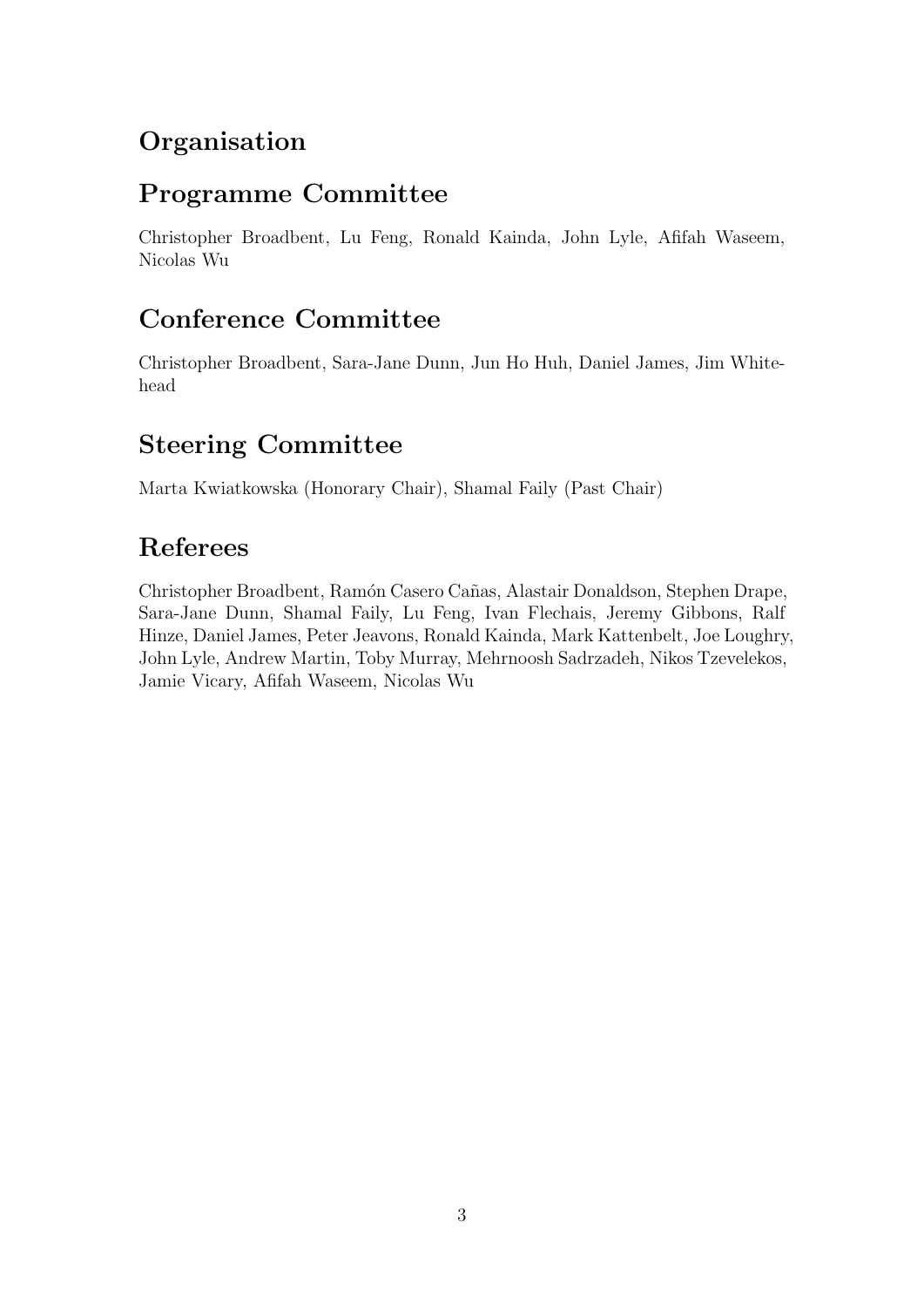# Organisation

## Programme Committee

Christopher Broadbent, Lu Feng, Ronald Kainda, John Lyle, Afifah Waseem, Nicolas Wu

## Conference Committee

Christopher Broadbent, Sara-Jane Dunn, Jun Ho Huh, Daniel James, Jim Whitehead

## Steering Committee

Marta Kwiatkowska (Honorary Chair), Shamal Faily (Past Chair)

## Referees

Christopher Broadbent, Ramón Casero Cañas, Alastair Donaldson, Stephen Drape, Sara-Jane Dunn, Shamal Faily, Lu Feng, Ivan Flechais, Jeremy Gibbons, Ralf Hinze, Daniel James, Peter Jeavons, Ronald Kainda, Mark Kattenbelt, Joe Loughry, John Lyle, Andrew Martin, Toby Murray, Mehrnoosh Sadrzadeh, Nikos Tzevelekos, Jamie Vicary, Afifah Waseem, Nicolas Wu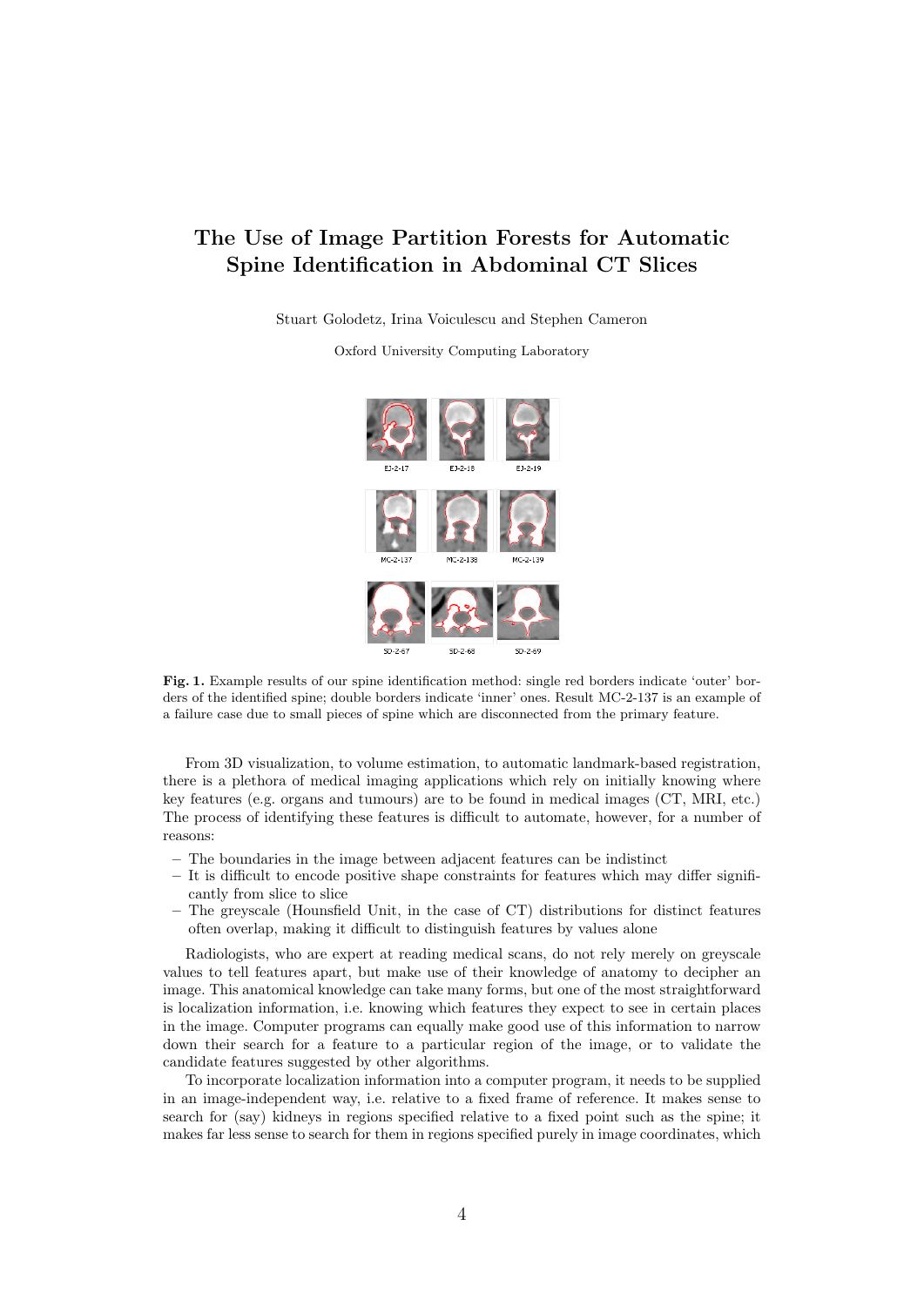# The Use of Image Partition Forests for Automatic Spine Identification in Abdominal CT Slices

Stuart Golodetz, Irina Voiculescu and Stephen Cameron

Oxford University Computing Laboratory

**Fig. 1.** Example results of our spine identification method: single red borders indicate 'outer' borders of the identified spine; double borders indicate 'inner' ones. Result MC-2-137 is an example of a failure case due to small pieces of spine which are disconnected from the primary feature.

From 3D visualization, to volume estimation, to automatic landmark-based registration, there is a plethora of medical imaging applications which rely on initially knowing where key features (e.g. organs and tumours) are to be found in medical images (CT, MRI, etc.) The process of identifying these features is difficult to automate, however, for a number of reasons:

- The boundaries in the image between adjacent features can be indistinct
- It is difficult to encode positive shape constraints for features which may differ significantly from slice to slice
- The greyscale (Hounsfield Unit, in the case of CT) distributions for distinct features often overlap, making it difficult to distinguish features by values alone

Radiologists, who are expert at reading medical scans, do not rely merely on greyscale values to tell features apart, but make use of their knowledge of anatomy to decipher an image. This anatomical knowledge can take many forms, but one of the most straightforward is localization information, i.e. knowing which features they expect to see in certain places in the image. Computer programs can equally make good use of this information to narrow down their search for a feature to a particular region of the image, or to validate the candidate features suggested by other algorithms.

To incorporate localization information into a computer program, it needs to be supplied in an image-independent way, i.e. relative to a fixed frame of reference. It makes sense to search for (say) kidneys in regions specified relative to a fixed point such as the spine; it makes far less sense to search for them in regions specified purely in image coordinates, which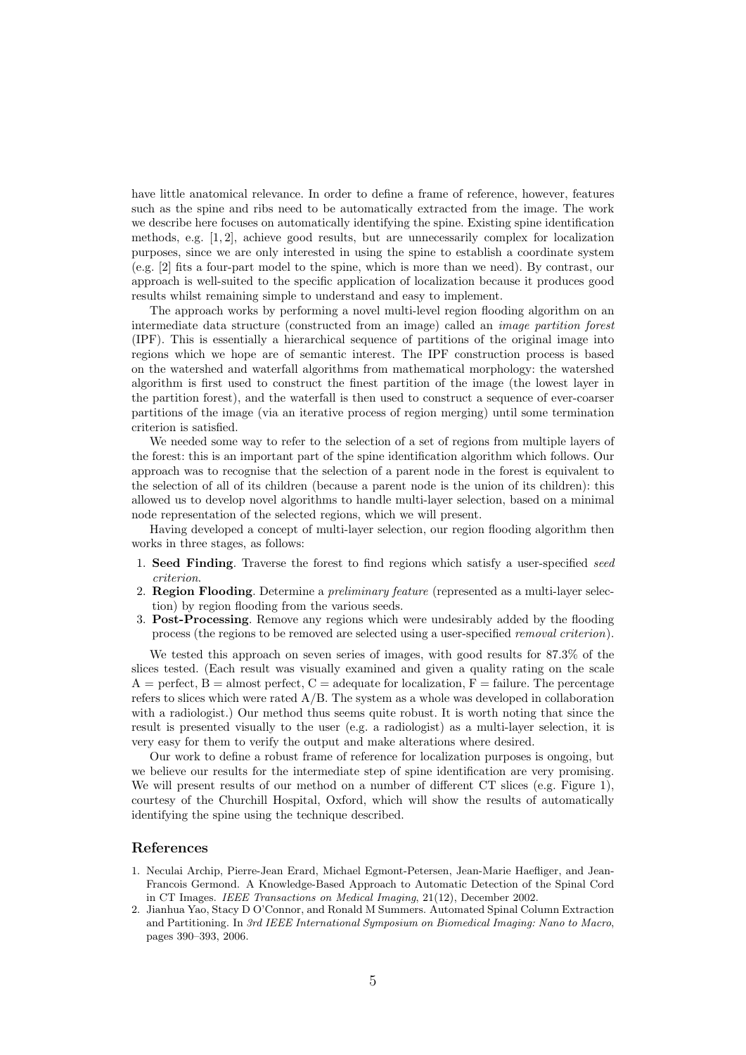have little anatomical relevance. In order to define a frame of reference, however, features such as the spine and ribs need to be automatically extracted from the image. The work we describe here focuses on automatically identifying the spine. Existing spine identification methods, e.g. [1, 2], achieve good results, but are unnecessarily complex for localization purposes, since we are only interested in using the spine to establish a coordinate system (e.g. [2] fits a four-part model to the spine, which is more than we need). By contrast, our approach is well-suited to the specific application of localization because it produces good results whilst remaining simple to understand and easy to implement.

The approach works by performing a novel multi-level region flooding algorithm on an intermediate data structure (constructed from an image) called an *image partition forest* (IPF). This is essentially a hierarchical sequence of partitions of the original image into regions which we hope are of semantic interest. The IPF construction process is based on the watershed and waterfall algorithms from mathematical morphology: the watershed algorithm is first used to construct the finest partition of the image (the lowest layer in the partition forest), and the waterfall is then used to construct a sequence of ever-coarser partitions of the image (via an iterative process of region merging) until some termination criterion is satisfied.

We needed some way to refer to the selection of a set of regions from multiple layers of the forest: this is an important part of the spine identification algorithm which follows. Our approach was to recognise that the selection of a parent node in the forest is equivalent to the selection of all of its children (because a parent node is the union of its children): this allowed us to develop novel algorithms to handle multi-layer selection, based on a minimal node representation of the selected regions, which we will present.

Having developed a concept of multi-layer selection, our region flooding algorithm then works in three stages, as follows:

1. **Seed Finding**. Traverse the forest to find regions which satisfy a user-specified *seed criterion*.
2. **Region Flooding**. Determine a *preliminary feature* (represented as a multi-layer selection) by region flooding from the various seeds.
3. **Post-Processing**. Remove any regions which were undesirably added by the flooding process (the regions to be removed are selected using a user-specified *removal criterion*).

We tested this approach on seven series of images, with good results for 87.3% of the slices tested. (Each result was visually examined and given a quality rating on the scale A = perfect, B = almost perfect, C = adequate for localization, F = failure. The percentage refers to slices which were rated A/B. The system as a whole was developed in collaboration with a radiologist.) Our method thus seems quite robust. It is worth noting that since the result is presented visually to the user (e.g. a radiologist) as a multi-layer selection, it is very easy for them to verify the output and make alterations where desired.

Our work to define a robust frame of reference for localization purposes is ongoing, but we believe our results for the intermediate step of spine identification are very promising. We will present results of our method on a number of different CT slices (e.g. Figure 1), courtesy of the Churchill Hospital, Oxford, which will show the results of automatically identifying the spine using the technique described.

## References

1. Neculai Archip, Pierre-Jean Erard, Michael Egmont-Petersen, Jean-Marie Haefliger, and Jean-Francois Germond. A Knowledge-Based Approach to Automatic Detection of the Spinal Cord in CT Images. *IEEE Transactions on Medical Imaging*, 21(12), December 2002.
2. Jianhua Yao, Stacy D O'Connor, and Ronald M Summers. Automated Spinal Column Extraction and Partitioning. In *3rd IEEE International Symposium on Biomedical Imaging: Nano to Macro*, pages 390–393, 2006.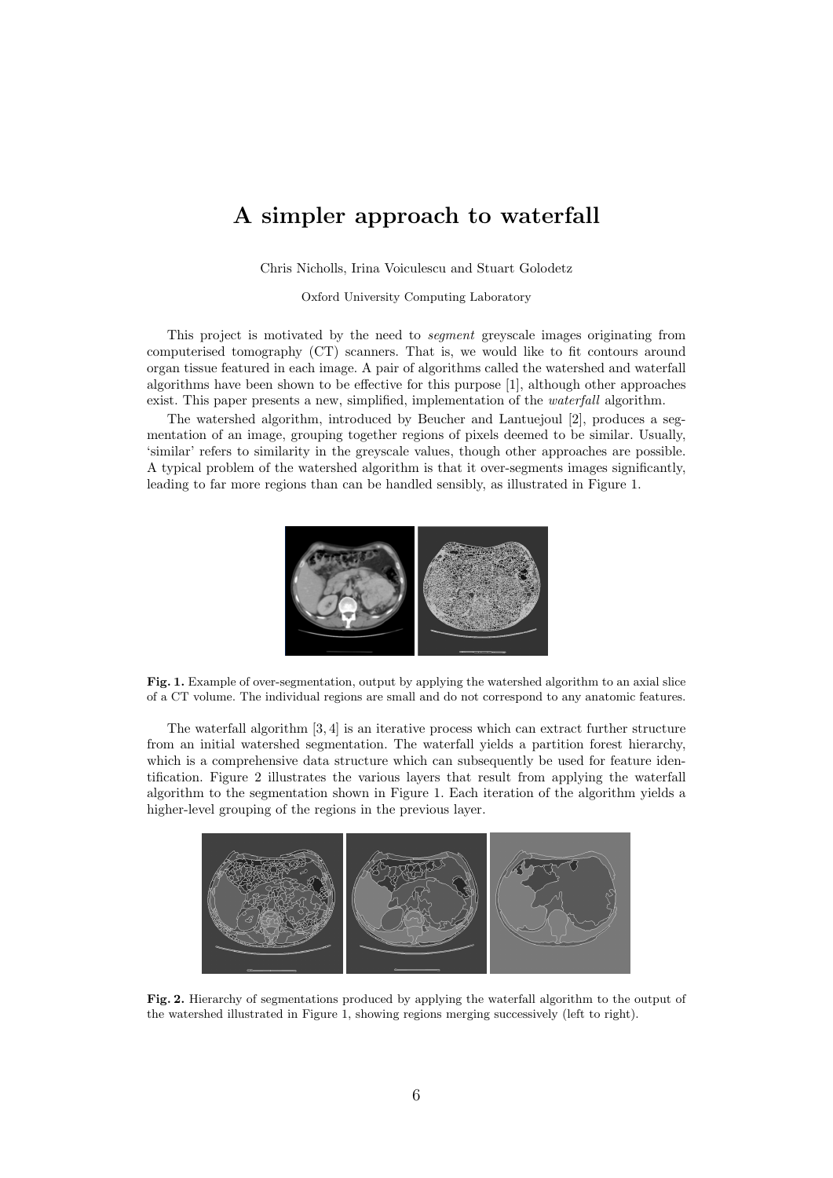# A simpler approach to waterfall

Chris Nicholls, Irina Voiculescu and Stuart Golodetz

Oxford University Computing Laboratory

This project is motivated by the need to *segment* greyscale images originating from computerised tomography (CT) scanners. That is, we would like to fit contours around organ tissue featured in each image. A pair of algorithms called the watershed and waterfall algorithms have been shown to be effective for this purpose [1], although other approaches exist. This paper presents a new, simplified, implementation of the *waterfall* algorithm.

The watershed algorithm, introduced by Beucher and Lantuejoul [2], produces a segmentation of an image, grouping together regions of pixels deemed to be similar. Usually, 'similar' refers to similarity in the greyscale values, though other approaches are possible. A typical problem of the watershed algorithm is that it over-segments images significantly, leading to far more regions than can be handled sensibly, as illustrated in Figure 1.

**Fig. 1.** Example of over-segmentation, output by applying the watershed algorithm to an axial slice of a CT volume. The individual regions are small and do not correspond to any anatomic features.

The waterfall algorithm [3, 4] is an iterative process which can extract further structure from an initial watershed segmentation. The waterfall yields a partition forest hierarchy, which is a comprehensive data structure which can subsequently be used for feature identification. Figure 2 illustrates the various layers that result from applying the waterfall algorithm to the segmentation shown in Figure 1. Each iteration of the algorithm yields a higher-level grouping of the regions in the previous layer.

**Fig. 2.** Hierarchy of segmentations produced by applying the waterfall algorithm to the output of the watershed illustrated in Figure 1, showing regions merging successively (left to right).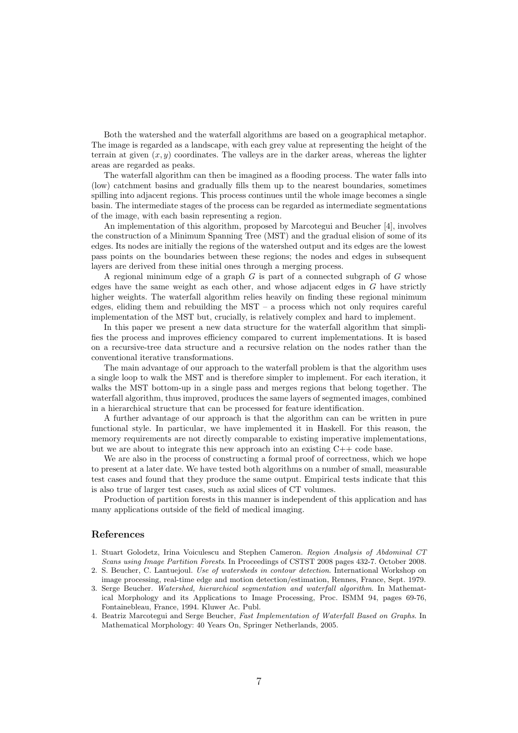Both the watershed and the waterfall algorithms are based on a geographical metaphor. The image is regarded as a landscape, with each grey value at representing the height of the terrain at given $(x, y)$ coordinates. The valleys are in the darker areas, whereas the lighter areas are regarded as peaks.

The waterfall algorithm can then be imagined as a flooding process. The water falls into (low) catchment basins and gradually fills them up to the nearest boundaries, sometimes spilling into adjacent regions. This process continues until the whole image becomes a single basin. The intermediate stages of the process can be regarded as intermediate segmentations of the image, with each basin representing a region.

An implementation of this algorithm, proposed by Marcotegui and Beucher [4], involves the construction of a Minimum Spanning Tree (MST) and the gradual elision of some of its edges. Its nodes are initially the regions of the watershed output and its edges are the lowest pass points on the boundaries between these regions; the nodes and edges in subsequent layers are derived from these initial ones through a merging process.

A regional minimum edge of a graph $G$ is part of a connected subgraph of $G$ whose edges have the same weight as each other, and whose adjacent edges in $G$ have strictly higher weights. The waterfall algorithm relies heavily on finding these regional minimum edges, eliding them and rebuilding the MST – a process which not only requires careful implementation of the MST but, crucially, is relatively complex and hard to implement.

In this paper we present a new data structure for the waterfall algorithm that simplifies the process and improves efficiency compared to current implementations. It is based on a recursive-tree data structure and a recursive relation on the nodes rather than the conventional iterative transformations.

The main advantage of our approach to the waterfall problem is that the algorithm uses a single loop to walk the MST and is therefore simpler to implement. For each iteration, it walks the MST bottom-up in a single pass and merges regions that belong together. The waterfall algorithm, thus improved, produces the same layers of segmented images, combined in a hierarchical structure that can be processed for feature identification.

A further advantage of our approach is that the algorithm can can be written in pure functional style. In particular, we have implemented it in Haskell. For this reason, the memory requirements are not directly comparable to existing imperative implementations, but we are about to integrate this new approach into an existing C++ code base.

We are also in the process of constructing a formal proof of correctness, which we hope to present at a later date. We have tested both algorithms on a number of small, measurable test cases and found that they produce the same output. Empirical tests indicate that this is also true of larger test cases, such as axial slices of CT volumes.

Production of partition forests in this manner is independent of this application and has many applications outside of the field of medical imaging.

## References

1. Stuart Golodetz, Irina Voiculescu and Stephen Cameron. *Region Analysis of Abdominal CT Scans using Image Partition Forests*. In Proceedings of CSTST 2008 pages 432-7. October 2008.
2. S. Beucher, C. Lantuejoul. *Use of watersheds in contour detection*. International Workshop on image processing, real-time edge and motion detection/estimation, Rennes, France, Sept. 1979.
3. Serge Beucher. *Watershed, hierarchical segmentation and waterfall algorithm*. In Mathematical Morphology and its Applications to Image Processing, Proc. ISMM 94, pages 69-76, Fontainebleau, France, 1994. Kluwer Ac. Publ.
4. Beatriz Marcotegui and Serge Beucher, *Fast Implementation of Waterfall Based on Graphs*. In Mathematical Morphology: 40 Years On, Springer Netherlands, 2005.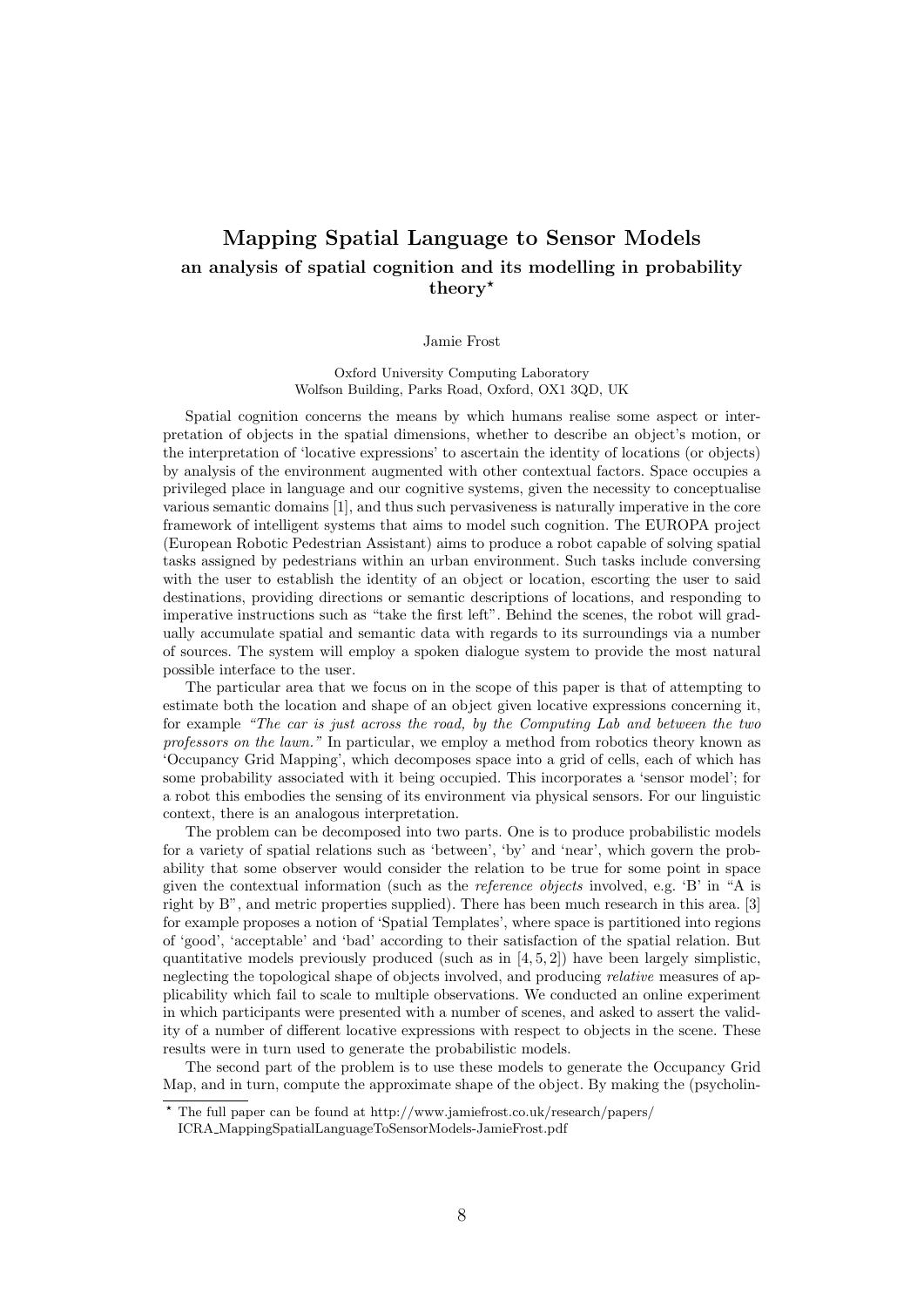## Mapping Spatial Language to Sensor Models

### an analysis of spatial cognition and its modelling in probability theory*

Jamie Frost

Oxford University Computing Laboratory
Wolfson Building, Parks Road, Oxford, OX1 3QD, UK

Spatial cognition concerns the means by which humans realise some aspect or interpretation of objects in the spatial dimensions, whether to describe an object's motion, or the interpretation of 'locative expressions' to ascertain the identity of locations (or objects) by analysis of the environment augmented with other contextual factors. Space occupies a privileged place in language and our cognitive systems, given the necessity to conceptualise various semantic domains [1], and thus such pervasiveness is naturally imperative in the core framework of intelligent systems that aims to model such cognition. The EUROPA project (European Robotic Pedestrian Assistant) aims to produce a robot capable of solving spatial tasks assigned by pedestrians within an urban environment. Such tasks include conversing with the user to establish the identity of an object or location, escorting the user to said destinations, providing directions or semantic descriptions of locations, and responding to imperative instructions such as "take the first left". Behind the scenes, the robot will gradually accumulate spatial and semantic data with regards to its surroundings via a number of sources. The system will employ a spoken dialogue system to provide the most natural possible interface to the user.

The particular area that we focus on in the scope of this paper is that of attempting to estimate both the location and shape of an object given locative expressions concerning it, for example *"The car is just across the road, by the Computing Lab and between the two professors on the lawn."* In particular, we employ a method from robotics theory known as 'Occupancy Grid Mapping', which decomposes space into a grid of cells, each of which has some probability associated with it being occupied. This incorporates a 'sensor model'; for a robot this embodies the sensing of its environment via physical sensors. For our linguistic context, there is an analogous interpretation.

The problem can be decomposed into two parts. One is to produce probabilistic models for a variety of spatial relations such as 'between', 'by' and 'near', which govern the probability that some observer would consider the relation to be true for some point in space given the contextual information (such as the *reference objects* involved, e.g. 'B' in "A is right by B", and metric properties supplied). There has been much research in this area. [3] for example proposes a notion of 'Spatial Templates', where space is partitioned into regions of 'good', 'acceptable' and 'bad' according to their satisfaction of the spatial relation. But quantitative models previously produced (such as in [4, 5, 2]) have been largely simplistic, neglecting the topological shape of objects involved, and producing *relative* measures of applicability which fail to scale to multiple observations. We conducted an online experiment in which participants were presented with a number of scenes, and asked to assert the validity of a number of different locative expressions with respect to objects in the scene. These results were in turn used to generate the probabilistic models.

The second part of the problem is to use these models to generate the Occupancy Grid Map, and in turn, compute the approximate shape of the object. By making the (psycholin-

* The full paper can be found at http://www.jamiefrost.co.uk/research/papers/ICRA_MappingSpatialLanguageToSensorModels-JamieFrost.pdf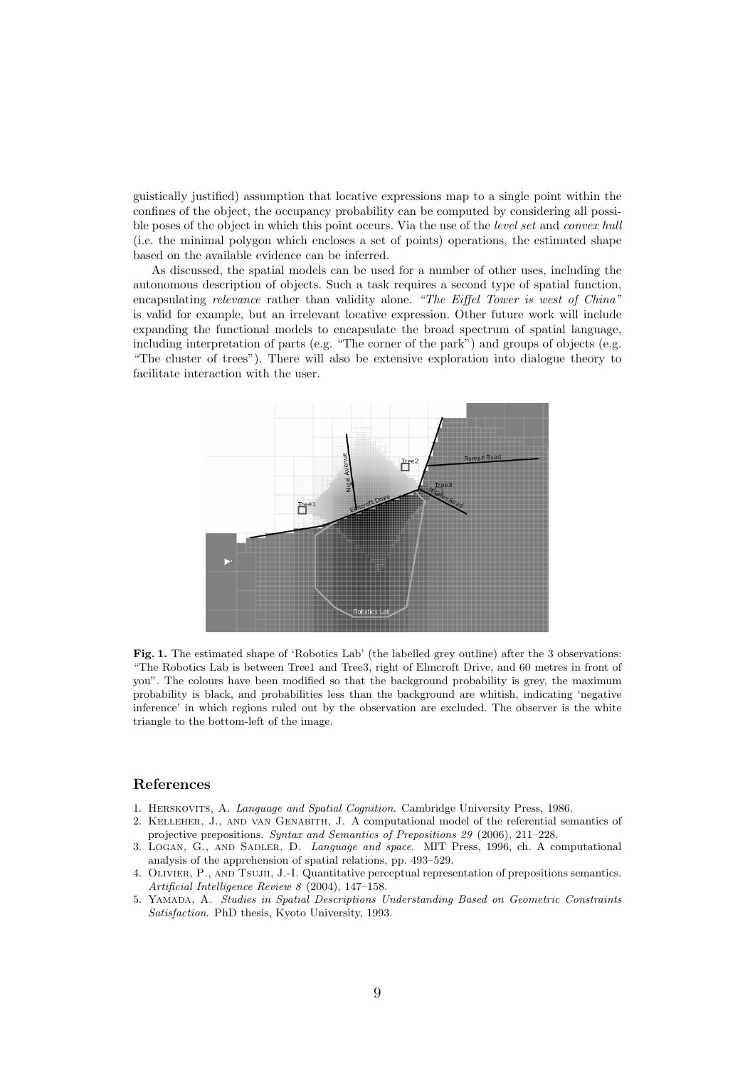guistically justified) assumption that locative expressions map to a single point within the confines of the object, the occupancy probability can be computed by considering all possible poses of the object in which this point occurs. Via the use of the *level set* and *convex hull* (i.e. the minimal polygon which encloses a set of points) operations, the estimated shape based on the available evidence can be inferred.

As discussed, the spatial models can be used for a number of other uses, including the autonomous description of objects. Such a task requires a second type of spatial function, encapsulating *relevance* rather than validity alone. *"The Eiffel Tower is west of China"* is valid for example, but an irrelevant locative expression. Other future work will include expanding the functional models to encapsulate the broad spectrum of spatial language, including interpretation of parts (e.g. "The corner of the park") and groups of objects (e.g. "The cluster of trees"). There will also be extensive exploration into dialogue theory to facilitate interaction with the user.

**Fig. 1.** The estimated shape of 'Robotics Lab' (the labelled grey outline) after the 3 observations: "The Robotics Lab is between Tree1 and Tree3, right of Elmcroft Drive, and 60 metres in front of you". The colours have been modified so that the background probability is grey, the maximum probability is black, and probabilities less than the background are whitish, indicating 'negative inference' in which regions ruled out by the observation are excluded. The observer is the white triangle to the bottom-left of the image.

## References

1. Herskovits, A. *Language and Spatial Cognition*. Cambridge University Press, 1986.
2. Kelleher, J., and van Genabith, J. A computational model of the referential semantics of projective prepositions. *Syntax and Semantics of Prepositions 29* (2006), 211–228.
3. Logan, G., and Sadler, D. *Language and space*. MIT Press, 1996, ch. A computational analysis of the apprehension of spatial relations, pp. 493–529.
4. Olivier, P., and Tsujii, J.-I. Quantitative perceptual representation of prepositions semantics. *Artificial Intelligence Review 8* (2004), 147–158.
5. Yamada, A. *Studies in Spatial Descriptions Understanding Based on Geometric Constraints Satisfaction*. PhD thesis, Kyoto University, 1993.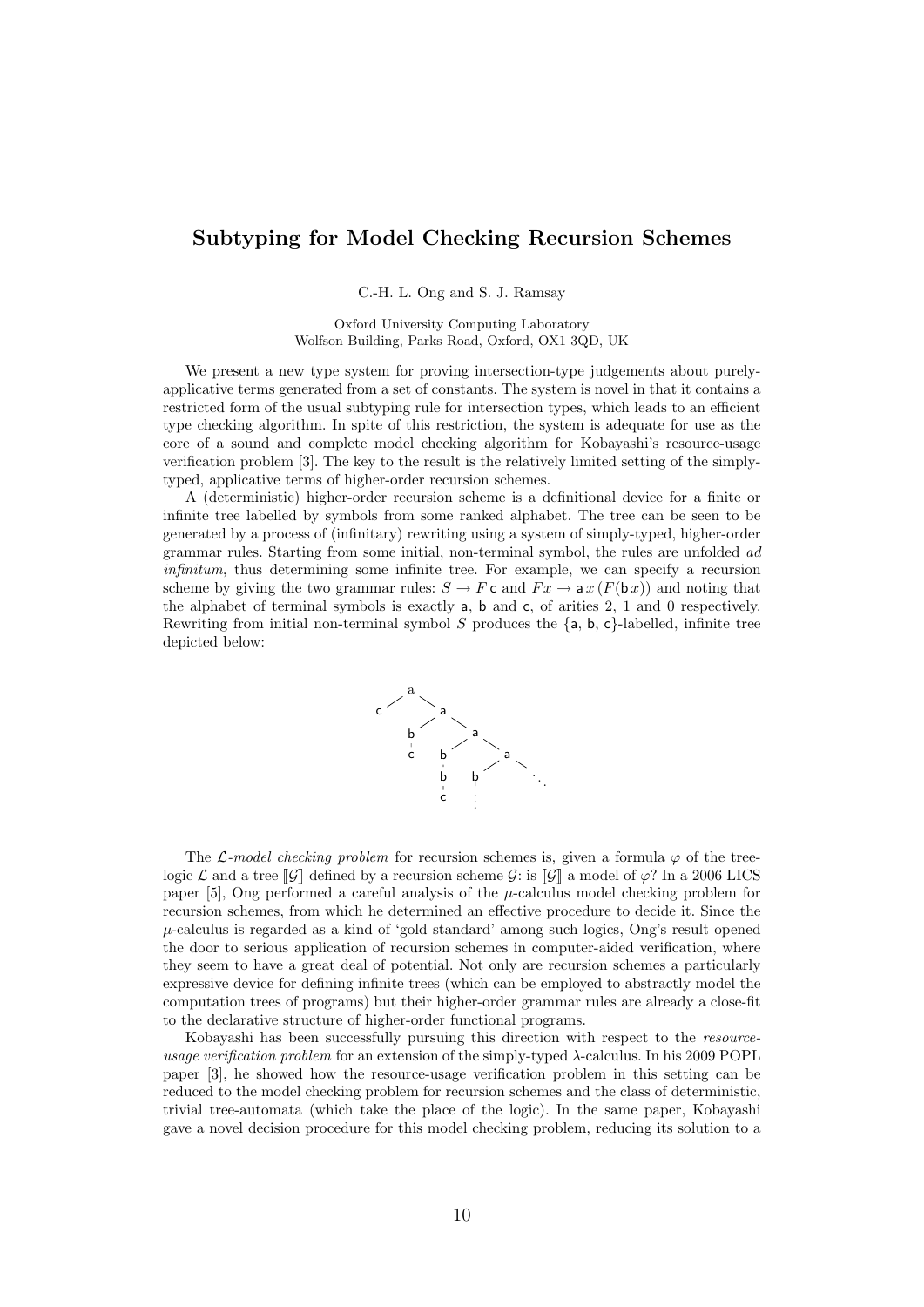# Subtyping for Model Checking Recursion Schemes

C.-H. L. Ong and S. J. Ramsay

Oxford University Computing Laboratory
Wolfson Building, Parks Road, Oxford, OX1 3QD, UK

We present a new type system for proving intersection-type judgements about purely-applicative terms generated from a set of constants. The system is novel in that it contains a restricted form of the usual subtyping rule for intersection types, which leads to an efficient type checking algorithm. In spite of this restriction, the system is adequate for use as the core of a sound and complete model checking algorithm for Kobayashi's resource-usage verification problem [3]. The key to the result is the relatively limited setting of the simply-typed, applicative terms of higher-order recursion schemes.

A (deterministic) higher-order recursion scheme is a definitional device for a finite or infinite tree labelled by symbols from some ranked alphabet. The tree can be seen to be generated by a process of (infinitary) rewriting using a system of simply-typed, higher-order grammar rules. Starting from some initial, non-terminal symbol, the rules are unfolded *ad infinitum*, thus determining some infinite tree. For example, we can specify a recursion scheme by giving the two grammar rules: $S \rightarrow F\,\mathsf{c}$ and $F\,x \rightarrow \mathsf{a}\,x\,(F(\mathsf{b}\,x))$ and noting that the alphabet of terminal symbols is exactly $\mathsf{a}$, $\mathsf{b}$ and $\mathsf{c}$, of arities 2, 1 and 0 respectively. Rewriting from initial non-terminal symbol $S$ produces the $\{\mathsf{a}, \mathsf{b}, \mathsf{c}\}$-labelled, infinite tree depicted below:

```
      a
     / \
    c   a
       / \
      b   a
      |  / \
      c b   a
        |  / \
        b b   ⋱
        | |
        c ⋮
```

The $\mathcal{L}$*-model checking problem* for recursion schemes is, given a formula $\varphi$ of the tree-logic $\mathcal{L}$ and a tree $[\![\mathcal{G}]\!]$ defined by a recursion scheme $\mathcal{G}$: is $[\![\mathcal{G}]\!]$ a model of $\varphi$? In a 2006 LICS paper [5], Ong performed a careful analysis of the $\mu$-calculus model checking problem for recursion schemes, from which he determined an effective procedure to decide it. Since the $\mu$-calculus is regarded as a kind of 'gold standard' among such logics, Ong's result opened the door to serious application of recursion schemes in computer-aided verification, where they seem to have a great deal of potential. Not only are recursion schemes a particularly expressive device for defining infinite trees (which can be employed to abstractly model the computation trees of programs) but their higher-order grammar rules are already a close-fit to the declarative structure of higher-order functional programs.

Kobayashi has been successfully pursuing this direction with respect to the *resource-usage verification problem* for an extension of the simply-typed $\lambda$-calculus. In his 2009 POPL paper [3], he showed how the resource-usage verification problem in this setting can be reduced to the model checking problem for recursion schemes and the class of deterministic, trivial tree-automata (which take the place of the logic). In the same paper, Kobayashi gave a novel decision procedure for this model checking problem, reducing its solution to a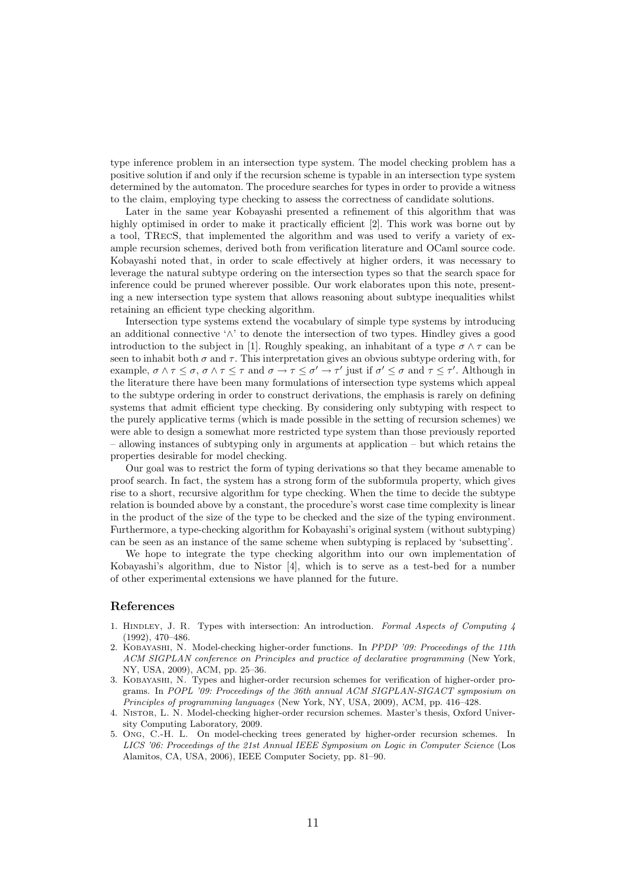type inference problem in an intersection type system. The model checking problem has a positive solution if and only if the recursion scheme is typable in an intersection type system determined by the automaton. The procedure searches for types in order to provide a witness to the claim, employing type checking to assess the correctness of candidate solutions.

Later in the same year Kobayashi presented a refinement of this algorithm that was highly optimised in order to make it practically efficient [2]. This work was borne out by a tool, TRecS, that implemented the algorithm and was used to verify a variety of example recursion schemes, derived both from verification literature and OCaml source code. Kobayashi noted that, in order to scale effectively at higher orders, it was necessary to leverage the natural subtype ordering on the intersection types so that the search space for inference could be pruned wherever possible. Our work elaborates upon this note, presenting a new intersection type system that allows reasoning about subtype inequalities whilst retaining an efficient type checking algorithm.

Intersection type systems extend the vocabulary of simple type systems by introducing an additional connective '$\wedge$' to denote the intersection of two types. Hindley gives a good introduction to the subject in [1]. Roughly speaking, an inhabitant of a type $\sigma \wedge \tau$ can be seen to inhabit both $\sigma$ and $\tau$. This interpretation gives an obvious subtype ordering with, for example, $\sigma \wedge \tau \leq \sigma$, $\sigma \wedge \tau \leq \tau$ and $\sigma \to \tau \leq \sigma' \to \tau'$ just if $\sigma' \leq \sigma$ and $\tau \leq \tau'$. Although in the literature there have been many formulations of intersection type systems which appeal to the subtype ordering in order to construct derivations, the emphasis is rarely on defining systems that admit efficient type checking. By considering only subtyping with respect to the purely applicative terms (which is made possible in the setting of recursion schemes) we were able to design a somewhat more restricted type system than those previously reported – allowing instances of subtyping only in arguments at application – but which retains the properties desirable for model checking.

Our goal was to restrict the form of typing derivations so that they became amenable to proof search. In fact, the system has a strong form of the subformula property, which gives rise to a short, recursive algorithm for type checking. When the time to decide the subtype relation is bounded above by a constant, the procedure's worst case time complexity is linear in the product of the size of the type to be checked and the size of the typing environment. Furthermore, a type-checking algorithm for Kobayashi's original system (without subtyping) can be seen as an instance of the same scheme when subtyping is replaced by 'subsetting'.

We hope to integrate the type checking algorithm into our own implementation of Kobayashi's algorithm, due to Nistor [4], which is to serve as a test-bed for a number of other experimental extensions we have planned for the future.

## References

1. Hindley, J. R. Types with intersection: An introduction. *Formal Aspects of Computing 4* (1992), 470–486.
2. Kobayashi, N. Model-checking higher-order functions. In *PPDP '09: Proceedings of the 11th ACM SIGPLAN conference on Principles and practice of declarative programming* (New York, NY, USA, 2009), ACM, pp. 25–36.
3. Kobayashi, N. Types and higher-order recursion schemes for verification of higher-order programs. In *POPL '09: Proceedings of the 36th annual ACM SIGPLAN-SIGACT symposium on Principles of programming languages* (New York, NY, USA, 2009), ACM, pp. 416–428.
4. Nistor, L. N. Model-checking higher-order recursion schemes. Master's thesis, Oxford University Computing Laboratory, 2009.
5. Ong, C.-H. L. On model-checking trees generated by higher-order recursion schemes. In *LICS '06: Proceedings of the 21st Annual IEEE Symposium on Logic in Computer Science* (Los Alamitos, CA, USA, 2006), IEEE Computer Society, pp. 81–90.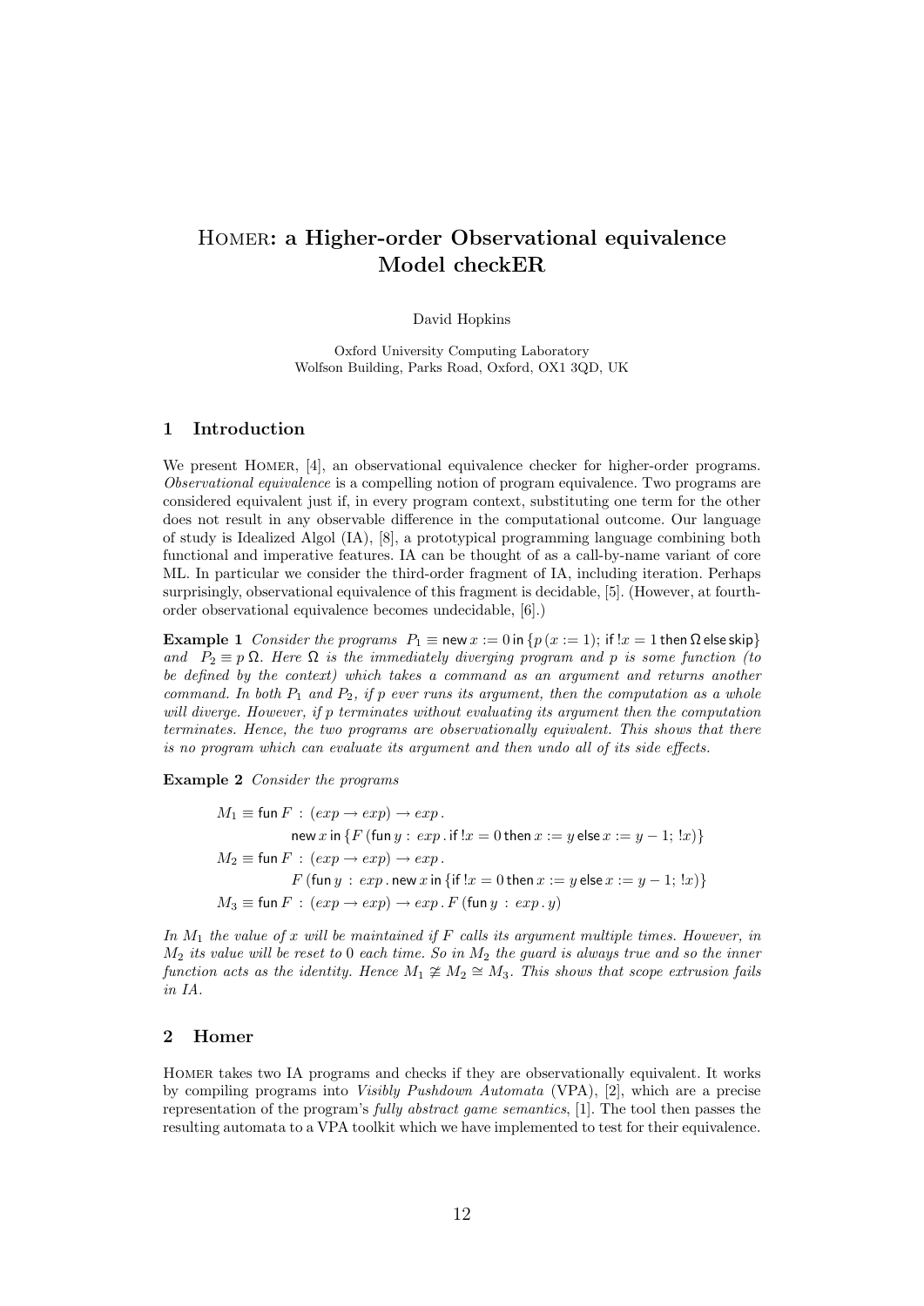# Homer: a Higher-order Observational equivalence Model checkER

David Hopkins

Oxford University Computing Laboratory
Wolfson Building, Parks Road, Oxford, OX1 3QD, UK

## 1 Introduction

We present Homer, [4], an observational equivalence checker for higher-order programs. *Observational equivalence* is a compelling notion of program equivalence. Two programs are considered equivalent just if, in every program context, substituting one term for the other does not result in any observable difference in the computational outcome. Our language of study is Idealized Algol (IA), [8], a prototypical programming language combining both functional and imperative features. IA can be thought of as a call-by-name variant of core ML. In particular we consider the third-order fragment of IA, including iteration. Perhaps surprisingly, observational equivalence of this fragment is decidable, [5]. (However, at fourth-order observational equivalence becomes undecidable, [6].)

**Example 1** *Consider the programs* $P_1 \equiv \mathsf{new}\, x := 0 \,\mathsf{in}\, \{p\,(x := 1);\ \mathsf{if}\, !x = 1 \,\mathsf{then}\, \Omega \,\mathsf{else}\, \mathsf{skip}\}$ *and* $P_2 \equiv p\,\Omega$. *Here* $\Omega$ *is the immediately diverging program and* $p$ *is some function (to be defined by the context) which takes a command as an argument and returns another command. In both* $P_1$ *and* $P_2$*, if* $p$ *ever runs its argument, then the computation as a whole will diverge. However, if* $p$ *terminates without evaluating its argument then the computation terminates. Hence, the two programs are observationally equivalent. This shows that there is no program which can evaluate its argument and then undo all of its side effects.*

**Example 2** *Consider the programs*

$$
\begin{aligned}
M_1 &\equiv \mathsf{fun}\, F : (exp \to exp) \to exp\,. \\
&\qquad \mathsf{new}\, x \,\mathsf{in}\, \{F\,(\mathsf{fun}\, y : exp\,.\, \mathsf{if}\, !x = 0 \,\mathsf{then}\, x := y \,\mathsf{else}\, x := y - 1;\ !x)\} \\
M_2 &\equiv \mathsf{fun}\, F : (exp \to exp) \to exp\,. \\
&\qquad F\,(\mathsf{fun}\, y : exp\,.\, \mathsf{new}\, x \,\mathsf{in}\, \{\mathsf{if}\, !x = 0 \,\mathsf{then}\, x := y \,\mathsf{else}\, x := y - 1;\ !x)\} \\
M_3 &\equiv \mathsf{fun}\, F : (exp \to exp) \to exp\,.\, F\,(\mathsf{fun}\, y : exp\,.\, y)
\end{aligned}
$$

*In* $M_1$ *the value of* $x$ *will be maintained if* $F$ *calls its argument multiple times. However, in* $M_2$ *its value will be reset to 0 each time. So in* $M_2$ *the guard is always true and so the inner function acts as the identity. Hence* $M_1 \not\cong M_2 \cong M_3$. *This shows that scope extrusion fails in IA.*

## 2 Homer

Homer takes two IA programs and checks if they are observationally equivalent. It works by compiling programs into *Visibly Pushdown Automata* (VPA), [2], which are a precise representation of the program's *fully abstract game semantics*, [1]. The tool then passes the resulting automata to a VPA toolkit which we have implemented to test for their equivalence.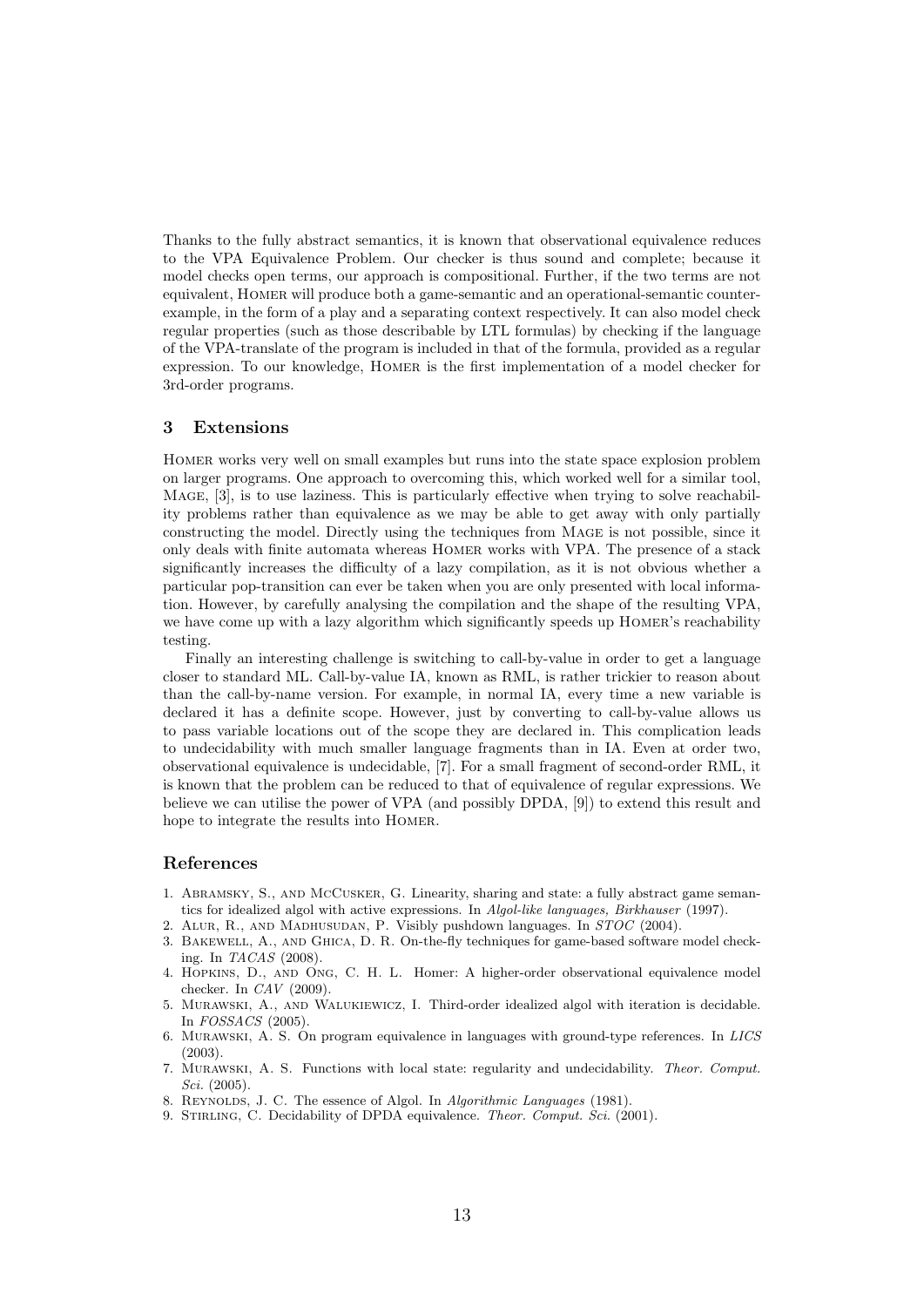Thanks to the fully abstract semantics, it is known that observational equivalence reduces to the VPA Equivalence Problem. Our checker is thus sound and complete; because it model checks open terms, our approach is compositional. Further, if the two terms are not equivalent, Homer will produce both a game-semantic and an operational-semantic counter-example, in the form of a play and a separating context respectively. It can also model check regular properties (such as those describable by LTL formulas) by checking if the language of the VPA-translate of the program is included in that of the formula, provided as a regular expression. To our knowledge, Homer is the first implementation of a model checker for 3rd-order programs.

## 3 Extensions

Homer works very well on small examples but runs into the state space explosion problem on larger programs. One approach to overcoming this, which worked well for a similar tool, Mage, [3], is to use laziness. This is particularly effective when trying to solve reachability problems rather than equivalence as we may be able to get away with only partially constructing the model. Directly using the techniques from Mage is not possible, since it only deals with finite automata whereas Homer works with VPA. The presence of a stack significantly increases the difficulty of a lazy compilation, as it is not obvious whether a particular pop-transition can ever be taken when you are only presented with local information. However, by carefully analysing the compilation and the shape of the resulting VPA, we have come up with a lazy algorithm which significantly speeds up Homer's reachability testing.

Finally an interesting challenge is switching to call-by-value in order to get a language closer to standard ML. Call-by-value IA, known as RML, is rather trickier to reason about than the call-by-name version. For example, in normal IA, every time a new variable is declared it has a definite scope. However, just by converting to call-by-value allows us to pass variable locations out of the scope they are declared in. This complication leads to undecidability with much smaller language fragments than in IA. Even at order two, observational equivalence is undecidable, [7]. For a small fragment of second-order RML, it is known that the problem can be reduced to that of equivalence of regular expressions. We believe we can utilise the power of VPA (and possibly DPDA, [9]) to extend this result and hope to integrate the results into Homer.

### References

1. Abramsky, S., and McCusker, G. Linearity, sharing and state: a fully abstract game semantics for idealized algol with active expressions. In *Algol-like languages, Birkhauser* (1997).
2. Alur, R., and Madhusudan, P. Visibly pushdown languages. In *STOC* (2004).
3. Bakewell, A., and Ghica, D. R. On-the-fly techniques for game-based software model checking. In *TACAS* (2008).
4. Hopkins, D., and Ong, C. H. L. Homer: A higher-order observational equivalence model checker. In *CAV* (2009).
5. Murawski, A., and Walukiewicz, I. Third-order idealized algol with iteration is decidable. In *FOSSACS* (2005).
6. Murawski, A. S. On program equivalence in languages with ground-type references. In *LICS* (2003).
7. Murawski, A. S. Functions with local state: regularity and undecidability. *Theor. Comput. Sci.* (2005).
8. Reynolds, J. C. The essence of Algol. In *Algorithmic Languages* (1981).
9. Stirling, C. Decidability of DPDA equivalence. *Theor. Comput. Sci.* (2001).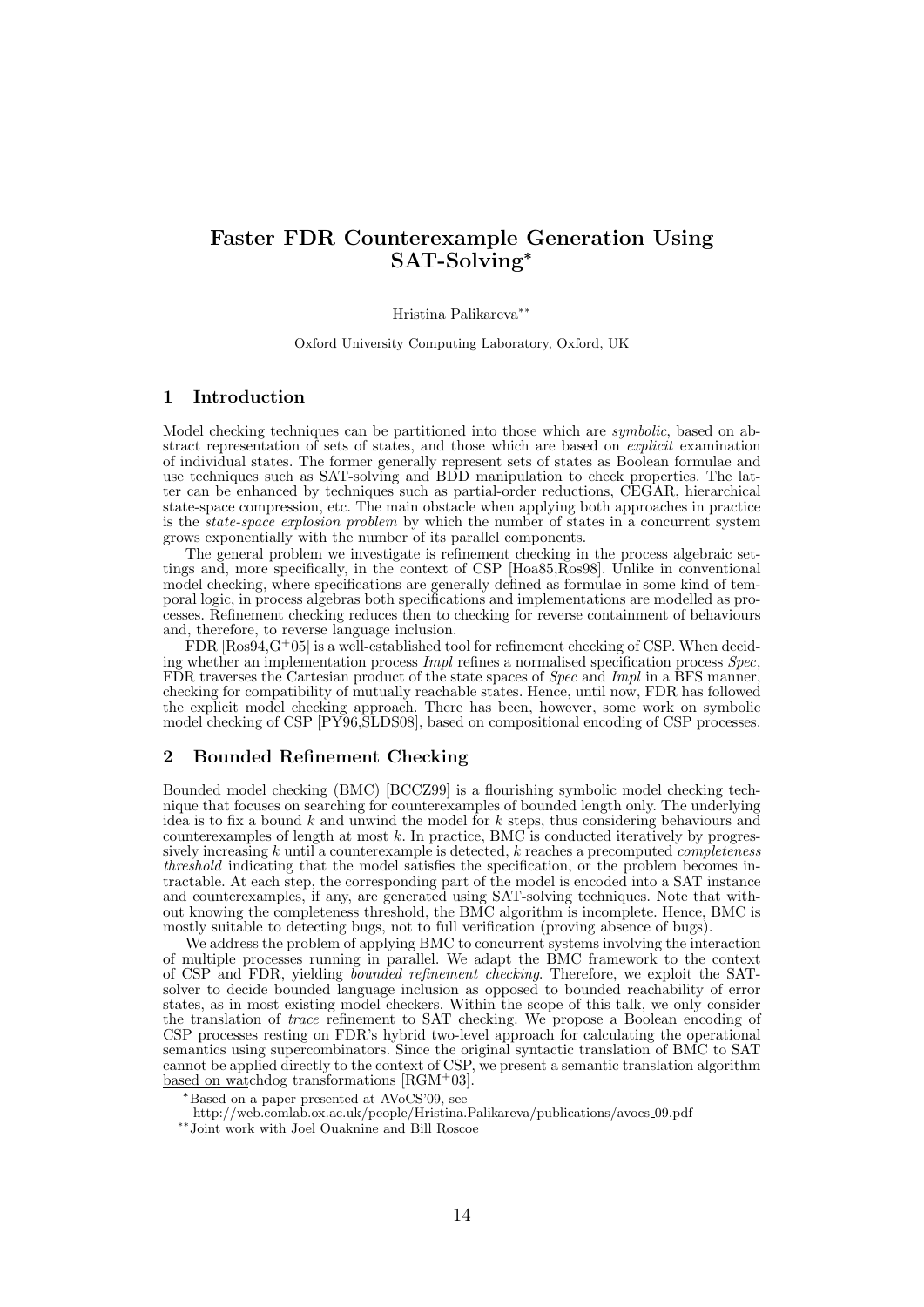# Faster FDR Counterexample Generation Using SAT-Solving*

Hristina Palikareva**

Oxford University Computing Laboratory, Oxford, UK

## 1 Introduction

Model checking techniques can be partitioned into those which are *symbolic*, based on abstract representation of sets of states, and those which are based on *explicit* examination of individual states. The former generally represent sets of states as Boolean formulae and use techniques such as SAT-solving and BDD manipulation to check properties. The latter can be enhanced by techniques such as partial-order reductions, CEGAR, hierarchical state-space compression, etc. The main obstacle when applying both approaches in practice is the *state-space explosion problem* by which the number of states in a concurrent system grows exponentially with the number of its parallel components.

The general problem we investigate is refinement checking in the process algebraic settings and, more specifically, in the context of CSP [Hoa85,Ros98]. Unlike in conventional model checking, where specifications are generally defined as formulae in some kind of temporal logic, in process algebras both specifications and implementations are modelled as processes. Refinement checking reduces then to checking for reverse containment of behaviours and, therefore, to reverse language inclusion.

FDR [Ros94,G+05] is a well-established tool for refinement checking of CSP. When deciding whether an implementation process *Impl* refines a normalised specification process *Spec*, FDR traverses the Cartesian product of the state spaces of *Spec* and *Impl* in a BFS manner, checking for compatibility of mutually reachable states. Hence, until now, FDR has followed the explicit model checking approach. There has been, however, some work on symbolic model checking of CSP [PY96,SLDS08], based on compositional encoding of CSP processes.

## 2 Bounded Refinement Checking

Bounded model checking (BMC) [BCCZ99] is a flourishing symbolic model checking technique that focuses on searching for counterexamples of bounded length only. The underlying idea is to fix a bound $k$ and unwind the model for $k$ steps, thus considering behaviours and counterexamples of length at most $k$. In practice, BMC is conducted iteratively by progressively increasing $k$ until a counterexample is detected, $k$ reaches a precomputed *completeness threshold* indicating that the model satisfies the specification, or the problem becomes intractable. At each step, the corresponding part of the model is encoded into a SAT instance and counterexamples, if any, are generated using SAT-solving techniques. Note that without knowing the completeness threshold, the BMC algorithm is incomplete. Hence, BMC is mostly suitable to detecting bugs, not to full verification (proving absence of bugs).

We address the problem of applying BMC to concurrent systems involving the interaction of multiple processes running in parallel. We adapt the BMC framework to the context of CSP and FDR, yielding *bounded refinement checking*. Therefore, we exploit the SAT-solver to decide bounded language inclusion as opposed to bounded reachability of error states, as in most existing model checkers. Within the scope of this talk, we only consider the translation of *trace* refinement to SAT checking. We propose a Boolean encoding of CSP processes resting on FDR's hybrid two-level approach for calculating the operational semantics using supercombinators. Since the original syntactic translation of BMC to SAT cannot be applied directly to the context of CSP, we present a semantic translation algorithm based on watchdog transformations [RGM+03].

*Based on a paper presented at AVoCS'09, see http://web.comlab.ox.ac.uk/people/Hristina.Palikareva/publications/avocs_09.pdf

**Joint work with Joel Ouaknine and Bill Roscoe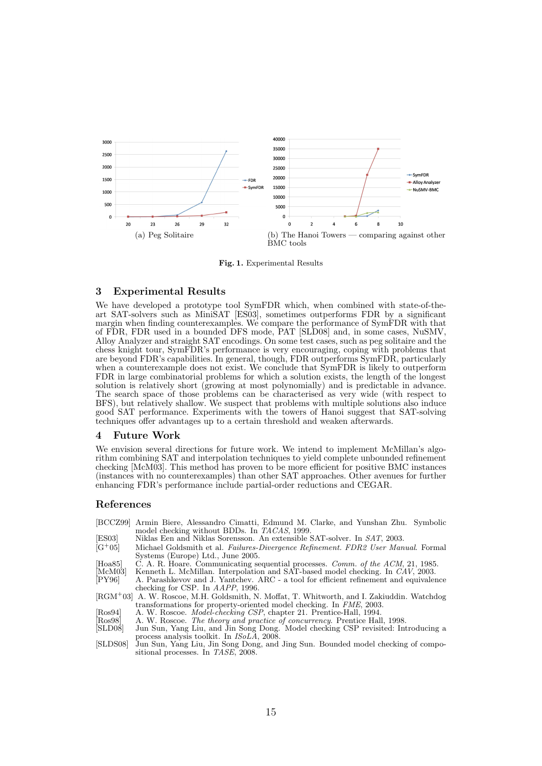(a) Peg Solitaire

(b) The Hanoi Towers — comparing against other BMC tools

**Fig. 1.** Experimental Results

## 3 Experimental Results

We have developed a prototype tool SymFDR which, when combined with state-of-the-art SAT-solvers such as MiniSAT [ES03], sometimes outperforms FDR by a significant margin when finding counterexamples. We compare the performance of SymFDR with that of FDR, FDR used in a bounded DFS mode, PAT [SLD08] and, in some cases, NuSMV, Alloy Analyzer and straight SAT encodings. On some test cases, such as peg solitaire and the chess knight tour, SymFDR's performance is very encouraging, coping with problems that are beyond FDR's capabilities. In general, though, FDR outperforms SymFDR, particularly when a counterexample does not exist. We conclude that SymFDR is likely to outperform FDR in large combinatorial problems for which a solution exists, the length of the longest solution is relatively short (growing at most polynomially) and is predictable in advance. The search space of those problems can be characterised as very wide (with respect to BFS), but relatively shallow. We suspect that problems with multiple solutions also induce good SAT performance. Experiments with the towers of Hanoi suggest that SAT-solving techniques offer advantages up to a certain threshold and weaken afterwards.

## 4 Future Work

We envision several directions for future work. We intend to implement McMillan's algorithm combining SAT and interpolation techniques to yield complete unbounded refinement checking [McM03]. This method has proven to be more efficient for positive BMC instances (instances with no counterexamples) than other SAT approaches. Other avenues for further enhancing FDR's performance include partial-order reductions and CEGAR.

## References

[BCCZ99] Armin Biere, Alessandro Cimatti, Edmund M. Clarke, and Yunshan Zhu. Symbolic model checking without BDDs. In *TACAS*, 1999.

[ES03] Niklas Een and Niklas Sorensson. An extensible SAT-solver. In *SAT*, 2003.

[G+05] Michael Goldsmith et al. *Failures-Divergence Refinement. FDR2 User Manual*. Formal Systems (Europe) Ltd., June 2005.

[Hoa85] C. A. R. Hoare. Communicating sequential processes. *Comm. of the ACM*, 21, 1985.

[McM03] Kenneth L. McMillan. Interpolation and SAT-based model checking. In *CAV*, 2003.

[PY96] A. Parashkevov and J. Yantchev. ARC - a tool for efficient refinement and equivalence checking for CSP. In *AAPP*, 1996.

[RGM+03] A. W. Roscoe, M.H. Goldsmith, N. Moffat, T. Whitworth, and I. Zakiuddin. Watchdog transformations for property-oriented model checking. In *FME*, 2003.

[Ros94] A. W. Roscoe. *Model-checking CSP*, chapter 21. Prentice-Hall, 1994.

[Ros98] A. W. Roscoe. *The theory and practice of concurrency*. Prentice Hall, 1998.

[SLD08] Jun Sun, Yang Liu, and Jin Song Dong. Model checking CSP revisited: Introducing a process analysis toolkit. In *ISoLA*, 2008.

[SLDS08] Jun Sun, Yang Liu, Jin Song Dong, and Jing Sun. Bounded model checking of compositional processes. In *TASE*, 2008.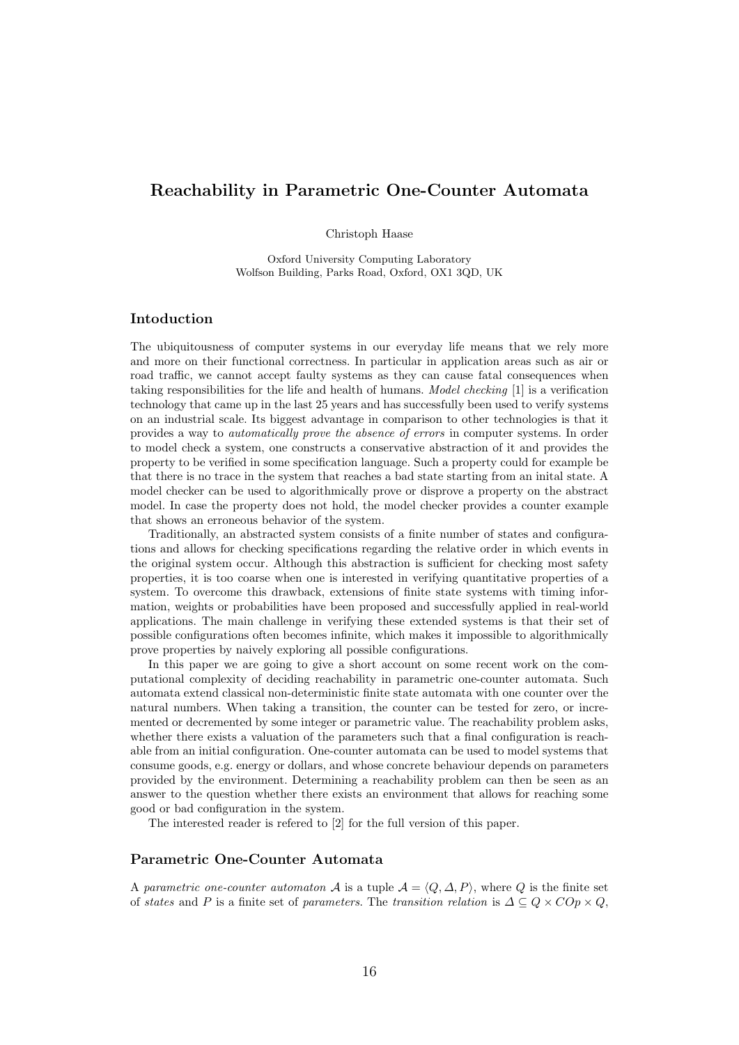# Reachability in Parametric One-Counter Automata

Christoph Haase

Oxford University Computing Laboratory
Wolfson Building, Parks Road, Oxford, OX1 3QD, UK

## Intoduction

The ubiquitousness of computer systems in our everyday life means that we rely more and more on their functional correctness. In particular in application areas such as air or road traffic, we cannot accept faulty systems as they can cause fatal consequences when taking responsibilities for the life and health of humans. *Model checking* [1] is a verification technology that came up in the last 25 years and has successfully been used to verify systems on an industrial scale. Its biggest advantage in comparison to other technologies is that it provides a way to *automatically prove the absence of errors* in computer systems. In order to model check a system, one constructs a conservative abstraction of it and provides the property to be verified in some specification language. Such a property could for example be that there is no trace in the system that reaches a bad state starting from an inital state. A model checker can be used to algorithmically prove or disprove a property on the abstract model. In case the property does not hold, the model checker provides a counter example that shows an erroneous behavior of the system.

Traditionally, an abstracted system consists of a finite number of states and configurations and allows for checking specifications regarding the relative order in which events in the original system occur. Although this abstraction is sufficient for checking most safety properties, it is too coarse when one is interested in verifying quantitative properties of a system. To overcome this drawback, extensions of finite state systems with timing information, weights or probabilities have been proposed and successfully applied in real-world applications. The main challenge in verifying these extended systems is that their set of possible configurations often becomes infinite, which makes it impossible to algorithmically prove properties by naively exploring all possible configurations.

In this paper we are going to give a short account on some recent work on the computational complexity of deciding reachability in parametric one-counter automata. Such automata extend classical non-deterministic finite state automata with one counter over the natural numbers. When taking a transition, the counter can be tested for zero, or incremented or decremented by some integer or parametric value. The reachability problem asks, whether there exists a valuation of the parameters such that a final configuration is reachable from an initial configuration. One-counter automata can be used to model systems that consume goods, e.g. energy or dollars, and whose concrete behaviour depends on parameters provided by the environment. Determining a reachability problem can then be seen as an answer to the question whether there exists an environment that allows for reaching some good or bad configuration in the system.

The interested reader is refered to [2] for the full version of this paper.

## Parametric One-Counter Automata

A *parametric one-counter automaton* $\mathcal{A}$ is a tuple $\mathcal{A} = \langle Q, \Delta, P \rangle$, where $Q$ is the finite set of *states* and $P$ is a finite set of *parameters*. The *transition relation* is $\Delta \subseteq Q \times COp \times Q$,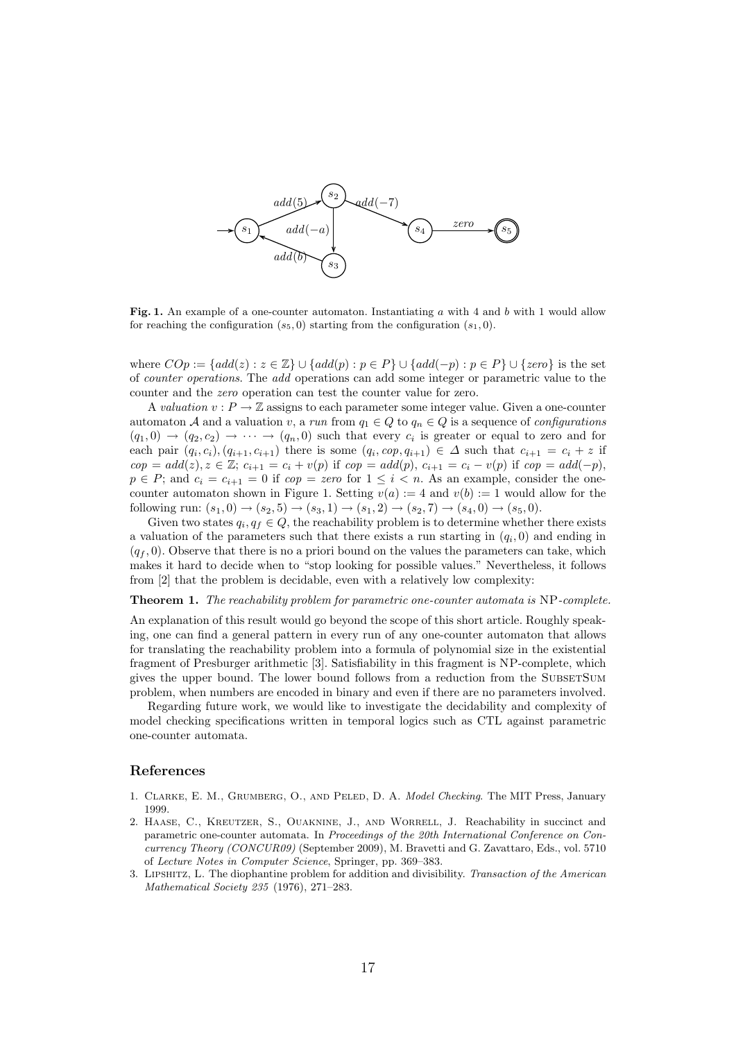**Fig. 1.** An example of a one-counter automaton. Instantiating $a$ with 4 and $b$ with 1 would allow for reaching the configuration $(s_5, 0)$ starting from the configuration $(s_1, 0)$.

where $COp := \{add(z) : z \in \mathbb{Z}\} \cup \{add(p) : p \in P\} \cup \{add(-p) : p \in P\} \cup \{zero\}$ is the set of *counter operations*. The *add* operations can add some integer or parametric value to the counter and the *zero* operation can test the counter value for zero.

A *valuation* $v : P \to \mathbb{Z}$ assigns to each parameter some integer value. Given a one-counter automaton $\mathcal{A}$ and a valuation $v$, a *run* from $q_1 \in Q$ to $q_n \in Q$ is a sequence of *configurations* $(q_1, 0) \to (q_2, c_2) \to \cdots \to (q_n, 0)$ such that every $c_i$ is greater or equal to zero and for each pair $(q_i, c_i), (q_{i+1}, c_{i+1})$ there is some $(q_i, cop, q_{i+1}) \in \Delta$ such that $c_{i+1} = c_i + z$ if $cop = add(z), z \in \mathbb{Z}$; $c_{i+1} = c_i + v(p)$ if $cop = add(p)$, $c_{i+1} = c_i - v(p)$ if $cop = add(-p)$, $p \in P$; and $c_i = c_{i+1} = 0$ if $cop = zero$ for $1 \leq i < n$. As an example, consider the one-counter automaton shown in Figure 1. Setting $v(a) := 4$ and $v(b) := 1$ would allow for the following run: $(s_1, 0) \to (s_2, 5) \to (s_3, 1) \to (s_1, 2) \to (s_2, 7) \to (s_4, 0) \to (s_5, 0)$.

Given two states $q_i, q_f \in Q$, the reachability problem is to determine whether there exists a valuation of the parameters such that there exists a run starting in $(q_i, 0)$ and ending in $(q_f, 0)$. Observe that there is no a priori bound on the values the parameters can take, which makes it hard to decide when to "stop looking for possible values." Nevertheless, it follows from [2] that the problem is decidable, even with a relatively low complexity:

**Theorem 1.** *The reachability problem for parametric one-counter automata is* NP*-complete.*

An explanation of this result would go beyond the scope of this short article. Roughly speaking, one can find a general pattern in every run of any one-counter automaton that allows for translating the reachability problem into a formula of polynomial size in the existential fragment of Presburger arithmetic [3]. Satisfiability in this fragment is NP-complete, which gives the upper bound. The lower bound follows from a reduction from the SubsetSum problem, when numbers are encoded in binary and even if there are no parameters involved.

Regarding future work, we would like to investigate the decidability and complexity of model checking specifications written in temporal logics such as CTL against parametric one-counter automata.

## References

1. Clarke, E. M., Grumberg, O., and Peled, D. A. *Model Checking*. The MIT Press, January 1999.
2. Haase, C., Kreutzer, S., Ouaknine, J., and Worrell, J. Reachability in succinct and parametric one-counter automata. In *Proceedings of the 20th International Conference on Concurrency Theory (CONCUR09)* (September 2009), M. Bravetti and G. Zavattaro, Eds., vol. 5710 of *Lecture Notes in Computer Science*, Springer, pp. 369–383.
3. Lipshitz, L. The diophantine problem for addition and divisibility. *Transaction of the American Mathematical Society 235* (1976), 271–283.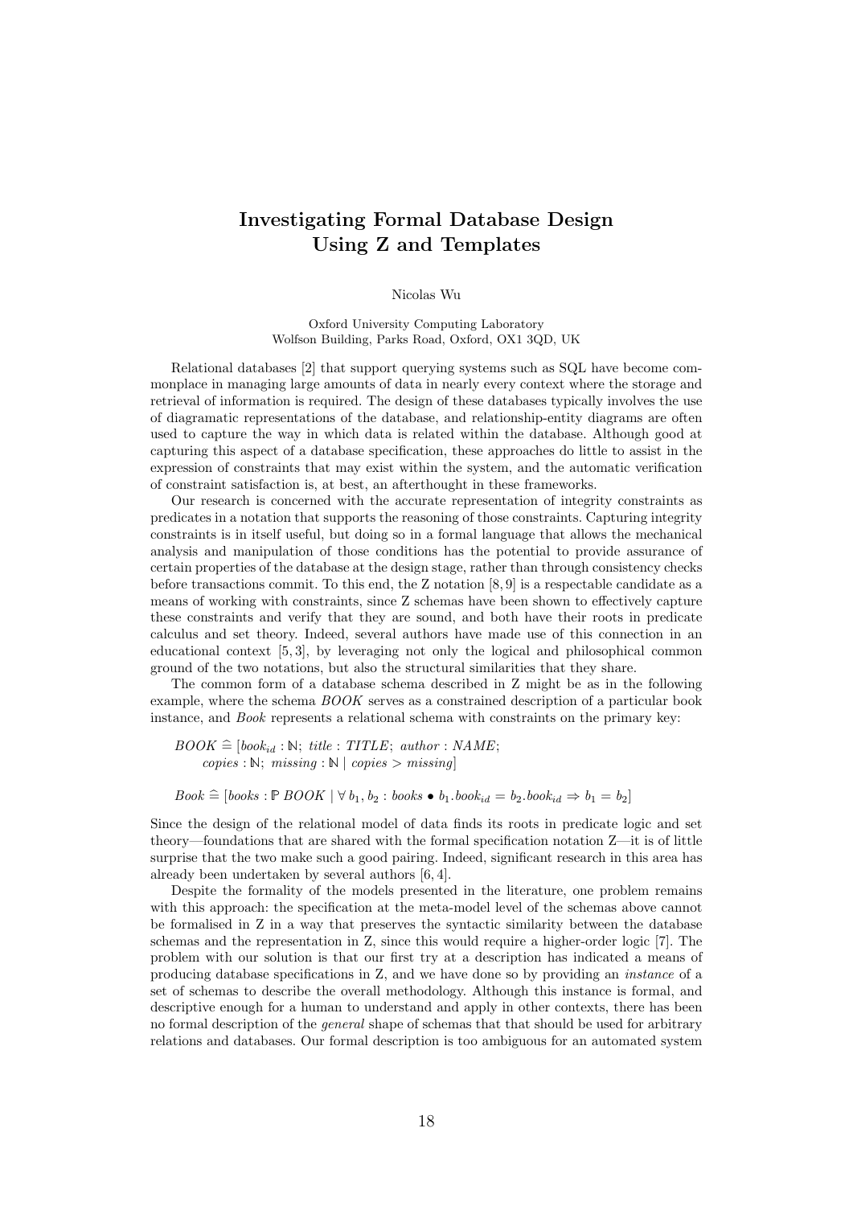# Investigating Formal Database Design Using Z and Templates

Nicolas Wu

Oxford University Computing Laboratory
Wolfson Building, Parks Road, Oxford, OX1 3QD, UK

Relational databases [2] that support querying systems such as SQL have become commonplace in managing large amounts of data in nearly every context where the storage and retrieval of information is required. The design of these databases typically involves the use of diagramatic representations of the database, and relationship-entity diagrams are often used to capture the way in which data is related within the database. Although good at capturing this aspect of a database specification, these approaches do little to assist in the expression of constraints that may exist within the system, and the automatic verification of constraint satisfaction is, at best, an afterthought in these frameworks.

Our research is concerned with the accurate representation of integrity constraints as predicates in a notation that supports the reasoning of those constraints. Capturing integrity constraints is in itself useful, but doing so in a formal language that allows the mechanical analysis and manipulation of those conditions has the potential to provide assurance of certain properties of the database at the design stage, rather than through consistency checks before transactions commit. To this end, the Z notation [8, 9] is a respectable candidate as a means of working with constraints, since Z schemas have been shown to effectively capture these constraints and verify that they are sound, and both have their roots in predicate calculus and set theory. Indeed, several authors have made use of this connection in an educational context [5, 3], by leveraging not only the logical and philosophical common ground of the two notations, but also the structural similarities that they share.

The common form of a database schema described in Z might be as in the following example, where the schema *BOOK* serves as a constrained description of a particular book instance, and *Book* represents a relational schema with constraints on the primary key:

$$BOOK \mathrel{\widehat=} [book_{id} : \mathbb{N};\ title : TITLE;\ author : NAME;\ copies : \mathbb{N};\ missing : \mathbb{N} \mid copies > missing]$$

$$Book \mathrel{\widehat=} [books : \mathbb{P}\, BOOK \mid \forall\, b_1, b_2 : books \bullet b_1.book_{id} = b_2.book_{id} \Rightarrow b_1 = b_2]$$

Since the design of the relational model of data finds its roots in predicate logic and set theory—foundations that are shared with the formal specification notation Z—it is of little surprise that the two make such a good pairing. Indeed, significant research in this area has already been undertaken by several authors [6, 4].

Despite the formality of the models presented in the literature, one problem remains with this approach: the specification at the meta-model level of the schemas above cannot be formalised in Z in a way that preserves the syntactic similarity between the database schemas and the representation in Z, since this would require a higher-order logic [7]. The problem with our solution is that our first try at a description has indicated a means of producing database specifications in Z, and we have done so by providing an *instance* of a set of schemas to describe the overall methodology. Although this instance is formal, and descriptive enough for a human to understand and apply in other contexts, there has been no formal description of the *general* shape of schemas that that should be used for arbitrary relations and databases. Our formal description is too ambiguous for an automated system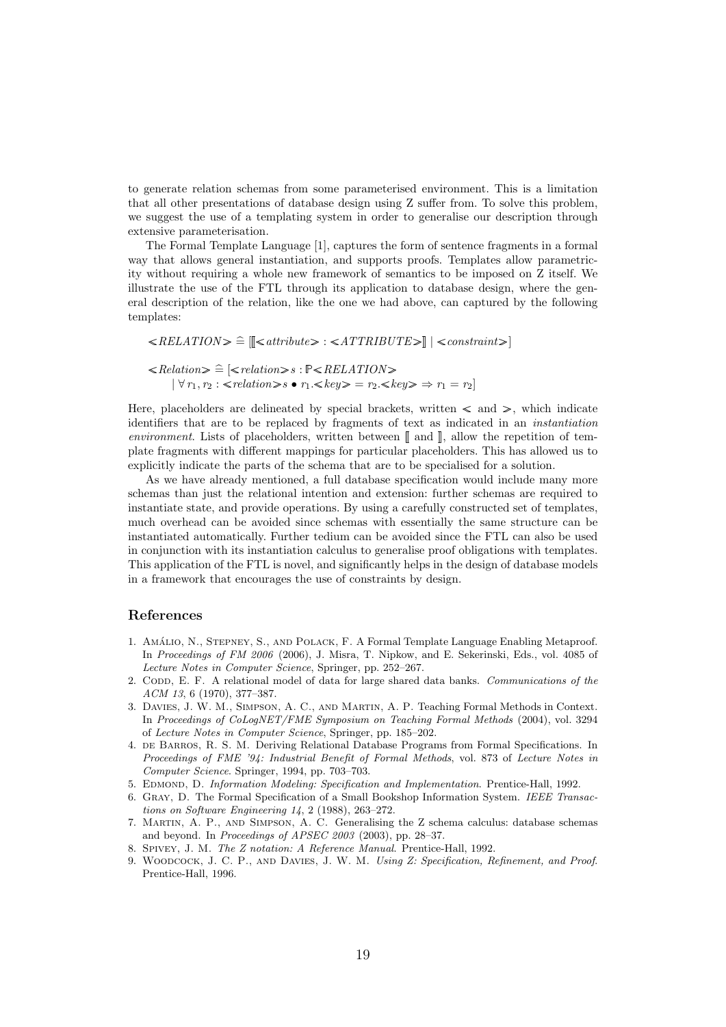to generate relation schemas from some parameterised environment. This is a limitation that all other presentations of database design using Z suffer from. To solve this problem, we suggest the use of a templating system in order to generalise our description through extensive parameterisation.

The Formal Template Language [1], captures the form of sentence fragments in a formal way that allows general instantiation, and supports proofs. Templates allow parametricity without requiring a whole new framework of semantics to be imposed on Z itself. We illustrate the use of the FTL through its application to database design, where the general description of the relation, like the one we had above, can captured by the following templates:

$$\lessdot RELATION \gtrdot \mathrel{\widehat=} [\llbracket \lessdot attribute \gtrdot : \lessdot ATTRIBUTE \gtrdot \rrbracket \mid \lessdot constraint \gtrdot]$$

$$\lessdot Relation \gtrdot \mathrel{\widehat=} [\lessdot relation \gtrdot s : \mathbb{P} \lessdot RELATION \gtrdot$$
$$\mid \forall r_1, r_2 : \lessdot relation \gtrdot s \bullet r_1.\lessdot key \gtrdot = r_2.\lessdot key \gtrdot \Rightarrow r_1 = r_2]$$

Here, placeholders are delineated by special brackets, written $\lessdot$ and $\gtrdot$, which indicate identifiers that are to be replaced by fragments of text as indicated in an *instantiation environment*. Lists of placeholders, written between $\llbracket$ and $\rrbracket$, allow the repetition of template fragments with different mappings for particular placeholders. This has allowed us to explicitly indicate the parts of the schema that are to be specialised for a solution.

As we have already mentioned, a full database specification would include many more schemas than just the relational intention and extension: further schemas are required to instantiate state, and provide operations. By using a carefully constructed set of templates, much overhead can be avoided since schemas with essentially the same structure can be instantiated automatically. Further tedium can be avoided since the FTL can also be used in conjunction with its instantiation calculus to generalise proof obligations with templates. This application of the FTL is novel, and significantly helps in the design of database models in a framework that encourages the use of constraints by design.

## References

1. Amálio, N., Stepney, S., and Polack, F. A Formal Template Language Enabling Metaproof. In *Proceedings of FM 2006* (2006), J. Misra, T. Nipkow, and E. Sekerinski, Eds., vol. 4085 of *Lecture Notes in Computer Science*, Springer, pp. 252–267.
2. Codd, E. F. A relational model of data for large shared data banks. *Communications of the ACM 13*, 6 (1970), 377–387.
3. Davies, J. W. M., Simpson, A. C., and Martin, A. P. Teaching Formal Methods in Context. In *Proceedings of CoLogNET/FME Symposium on Teaching Formal Methods* (2004), vol. 3294 of *Lecture Notes in Computer Science*, Springer, pp. 185–202.
4. de Barros, R. S. M. Deriving Relational Database Programs from Formal Specifications. In *Proceedings of FME '94: Industrial Benefit of Formal Methods*, vol. 873 of *Lecture Notes in Computer Science*. Springer, 1994, pp. 703–703.
5. Edmond, D. *Information Modeling: Specification and Implementation*. Prentice-Hall, 1992.
6. Gray, D. The Formal Specification of a Small Bookshop Information System. *IEEE Transactions on Software Engineering 14*, 2 (1988), 263–272.
7. Martin, A. P., and Simpson, A. C. Generalising the Z schema calculus: database schemas and beyond. In *Proceedings of APSEC 2003* (2003), pp. 28–37.
8. Spivey, J. M. *The Z notation: A Reference Manual*. Prentice-Hall, 1992.
9. Woodcock, J. C. P., and Davies, J. W. M. *Using Z: Specification, Refinement, and Proof.* Prentice-Hall, 1996.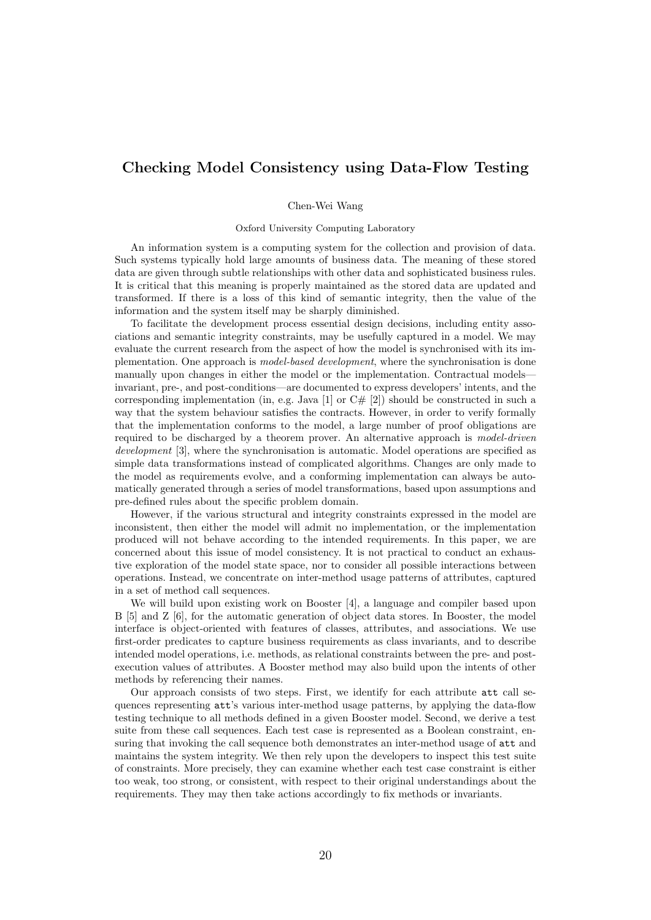# Checking Model Consistency using Data-Flow Testing

Chen-Wei Wang

Oxford University Computing Laboratory

An information system is a computing system for the collection and provision of data. Such systems typically hold large amounts of business data. The meaning of these stored data are given through subtle relationships with other data and sophisticated business rules. It is critical that this meaning is properly maintained as the stored data are updated and transformed. If there is a loss of this kind of semantic integrity, then the value of the information and the system itself may be sharply diminished.

To facilitate the development process essential design decisions, including entity associations and semantic integrity constraints, may be usefully captured in a model. We may evaluate the current research from the aspect of how the model is synchronised with its implementation. One approach is *model-based development*, where the synchronisation is done manually upon changes in either the model or the implementation. Contractual models—invariant, pre-, and post-conditions—are documented to express developers' intents, and the corresponding implementation (in, e.g. Java [1] or C# [2]) should be constructed in such a way that the system behaviour satisfies the contracts. However, in order to verify formally that the implementation conforms to the model, a large number of proof obligations are required to be discharged by a theorem prover. An alternative approach is *model-driven development* [3], where the synchronisation is automatic. Model operations are specified as simple data transformations instead of complicated algorithms. Changes are only made to the model as requirements evolve, and a conforming implementation can always be automatically generated through a series of model transformations, based upon assumptions and pre-defined rules about the specific problem domain.

However, if the various structural and integrity constraints expressed in the model are inconsistent, then either the model will admit no implementation, or the implementation produced will not behave according to the intended requirements. In this paper, we are concerned about this issue of model consistency. It is not practical to conduct an exhaustive exploration of the model state space, nor to consider all possible interactions between operations. Instead, we concentrate on inter-method usage patterns of attributes, captured in a set of method call sequences.

We will build upon existing work on Booster [4], a language and compiler based upon B [5] and Z [6], for the automatic generation of object data stores. In Booster, the model interface is object-oriented with features of classes, attributes, and associations. We use first-order predicates to capture business requirements as class invariants, and to describe intended model operations, i.e. methods, as relational constraints between the pre- and post-execution values of attributes. A Booster method may also build upon the intents of other methods by referencing their names.

Our approach consists of two steps. First, we identify for each attribute `att` call sequences representing `att`'s various inter-method usage patterns, by applying the data-flow testing technique to all methods defined in a given Booster model. Second, we derive a test suite from these call sequences. Each test case is represented as a Boolean constraint, ensuring that invoking the call sequence both demonstrates an inter-method usage of `att` and maintains the system integrity. We then rely upon the developers to inspect this test suite of constraints. More precisely, they can examine whether each test case constraint is either too weak, too strong, or consistent, with respect to their original understandings about the requirements. They may then take actions accordingly to fix methods or invariants.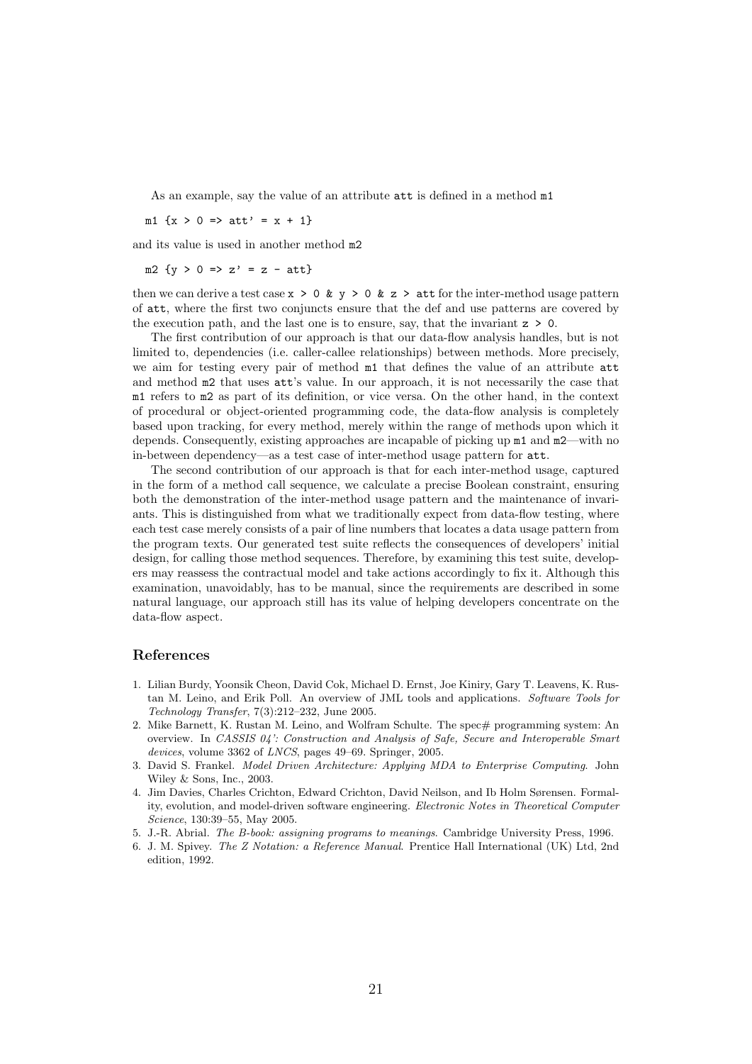As an example, say the value of an attribute `att` is defined in a method `m1`

```
m1 {x > 0 => att' = x + 1}
```

and its value is used in another method `m2`

```
m2 {y > 0 => z' = z - att}
```

then we can derive a test case `x > 0 & y > 0 & z > att` for the inter-method usage pattern of `att`, where the first two conjuncts ensure that the def and use patterns are covered by the execution path, and the last one is to ensure, say, that the invariant `z > 0`.

The first contribution of our approach is that our data-flow analysis handles, but is not limited to, dependencies (i.e. caller-callee relationships) between methods. More precisely, we aim for testing every pair of method `m1` that defines the value of an attribute `att` and method `m2` that uses `att`'s value. In our approach, it is not necessarily the case that `m1` refers to `m2` as part of its definition, or vice versa. On the other hand, in the context of procedural or object-oriented programming code, the data-flow analysis is completely based upon tracking, for every method, merely within the range of methods upon which it depends. Consequently, existing approaches are incapable of picking up `m1` and `m2`—with no in-between dependency—as a test case of inter-method usage pattern for `att`.

The second contribution of our approach is that for each inter-method usage, captured in the form of a method call sequence, we calculate a precise Boolean constraint, ensuring both the demonstration of the inter-method usage pattern and the maintenance of invariants. This is distinguished from what we traditionally expect from data-flow testing, where each test case merely consists of a pair of line numbers that locates a data usage pattern from the program texts. Our generated test suite reflects the consequences of developers' initial design, for calling those method sequences. Therefore, by examining this test suite, developers may reassess the contractual model and take actions accordingly to fix it. Although this examination, unavoidably, has to be manual, since the requirements are described in some natural language, our approach still has its value of helping developers concentrate on the data-flow aspect.

## References

1. Lilian Burdy, Yoonsik Cheon, David Cok, Michael D. Ernst, Joe Kiniry, Gary T. Leavens, K. Rustan M. Leino, and Erik Poll. An overview of JML tools and applications. *Software Tools for Technology Transfer*, 7(3):212–232, June 2005.
2. Mike Barnett, K. Rustan M. Leino, and Wolfram Schulte. The spec# programming system: An overview. In *CASSIS 04': Construction and Analysis of Safe, Secure and Interoperable Smart devices*, volume 3362 of *LNCS*, pages 49–69. Springer, 2005.
3. David S. Frankel. *Model Driven Architecture: Applying MDA to Enterprise Computing*. John Wiley & Sons, Inc., 2003.
4. Jim Davies, Charles Crichton, Edward Crichton, David Neilson, and Ib Holm Sørensen. Formality, evolution, and model-driven software engineering. *Electronic Notes in Theoretical Computer Science*, 130:39–55, May 2005.
5. J.-R. Abrial. *The B-book: assigning programs to meanings*. Cambridge University Press, 1996.
6. J. M. Spivey. *The Z Notation: a Reference Manual*. Prentice Hall International (UK) Ltd, 2nd edition, 1992.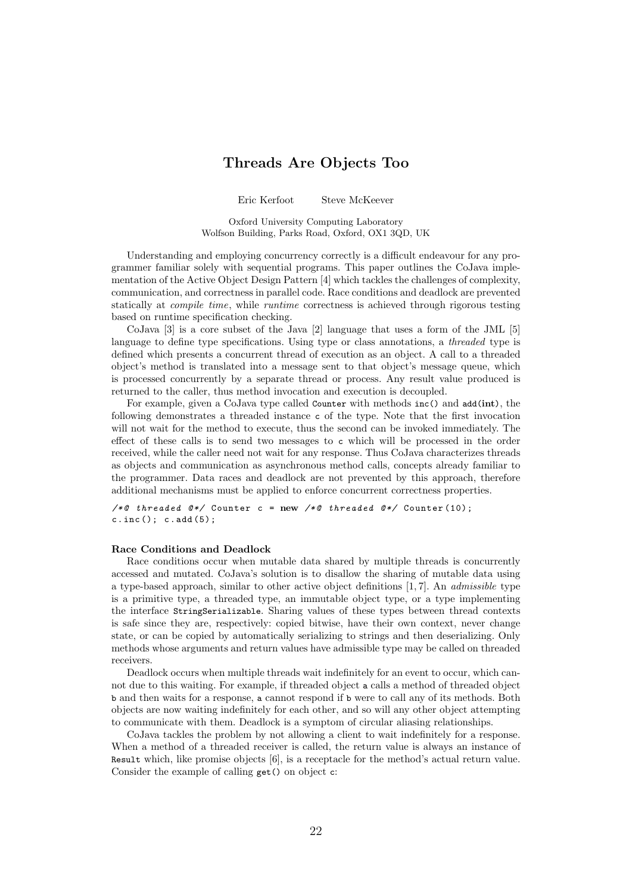# Threads Are Objects Too

Eric Kerfoot Steve McKeever

Oxford University Computing Laboratory
Wolfson Building, Parks Road, Oxford, OX1 3QD, UK

Understanding and employing concurrency correctly is a difficult endeavour for any programmer familiar solely with sequential programs. This paper outlines the CoJava implementation of the Active Object Design Pattern [4] which tackles the challenges of complexity, communication, and correctness in parallel code. Race conditions and deadlock are prevented statically at *compile time*, while *runtime* correctness is achieved through rigorous testing based on runtime specification checking.

CoJava [3] is a core subset of the Java [2] language that uses a form of the JML [5] language to define type specifications. Using type or class annotations, a *threaded* type is defined which presents a concurrent thread of execution as an object. A call to a threaded object's method is translated into a message sent to that object's message queue, which is processed concurrently by a separate thread or process. Any result value produced is returned to the caller, thus method invocation and execution is decoupled.

For example, given a CoJava type called `Counter` with methods `inc()` and `add(int)`, the following demonstrates a threaded instance `c` of the type. Note that the first invocation will not wait for the method to execute, thus the second can be invoked immediately. The effect of these calls is to send two messages to `c` which will be processed in the order received, while the caller need not wait for any response. Thus CoJava characterizes threads as objects and communication as asynchronous method calls, concepts already familiar to the programmer. Data races and deadlock are not prevented by this approach, therefore additional mechanisms must be applied to enforce concurrent correctness properties.

```
/*@ threaded @*/ Counter c = new /*@ threaded @*/ Counter(10);
c.inc(); c.add(5);
```

**Race Conditions and Deadlock**

Race conditions occur when mutable data shared by multiple threads is concurrently accessed and mutated. CoJava's solution is to disallow the sharing of mutable data using a type-based approach, similar to other active object definitions [1, 7]. An *admissible* type is a primitive type, a threaded type, an immutable object type, or a type implementing the interface `StringSerializable`. Sharing values of these types between thread contexts is safe since they are, respectively: copied bitwise, have their own context, never change state, or can be copied by automatically serializing to strings and then deserializing. Only methods whose arguments and return values have admissible type may be called on threaded receivers.

Deadlock occurs when multiple threads wait indefinitely for an event to occur, which cannot due to this waiting. For example, if threaded object `a` calls a method of threaded object `b` and then waits for a response, `a` cannot respond if `b` were to call any of its methods. Both objects are now waiting indefinitely for each other, and so will any other object attempting to communicate with them. Deadlock is a symptom of circular aliasing relationships.

CoJava tackles the problem by not allowing a client to wait indefinitely for a response. When a method of a threaded receiver is called, the return value is always an instance of `Result` which, like promise objects [6], is a receptacle for the method's actual return value. Consider the example of calling `get()` on object `c`: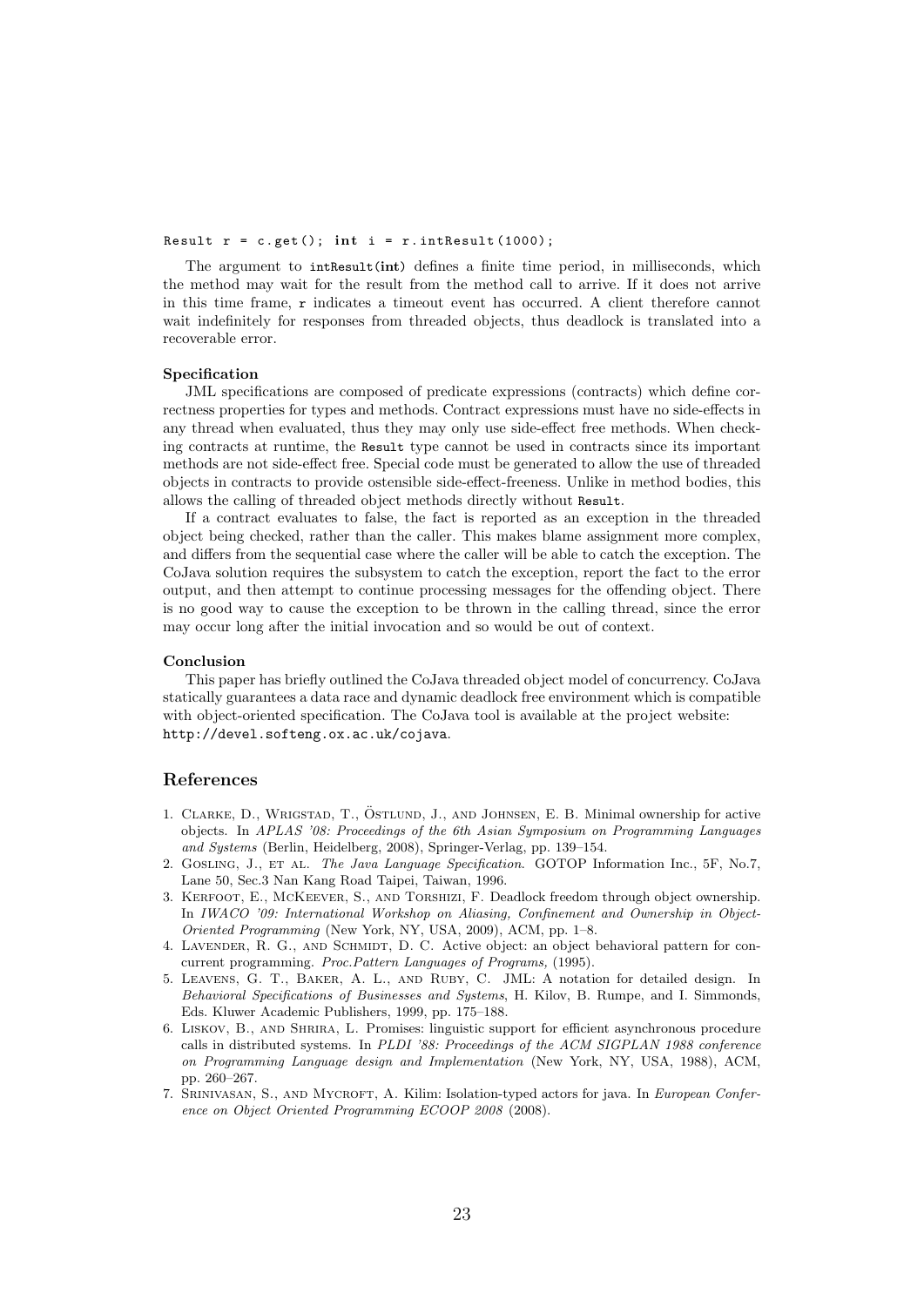```
Result r = c.get(); int i = r.intResult(1000);
```

The argument to `intResult(int)` defines a finite time period, in milliseconds, which the method may wait for the result from the method call to arrive. If it does not arrive in this time frame, `r` indicates a timeout event has occurred. A client therefore cannot wait indefinitely for responses from threaded objects, thus deadlock is translated into a recoverable error.

**Specification**

JML specifications are composed of predicate expressions (contracts) which define correctness properties for types and methods. Contract expressions must have no side-effects in any thread when evaluated, thus they may only use side-effect free methods. When checking contracts at runtime, the `Result` type cannot be used in contracts since its important methods are not side-effect free. Special code must be generated to allow the use of threaded objects in contracts to provide ostensible side-effect-freeness. Unlike in method bodies, this allows the calling of threaded object methods directly without `Result`.

If a contract evaluates to false, the fact is reported as an exception in the threaded object being checked, rather than the caller. This makes blame assignment more complex, and differs from the sequential case where the caller will be able to catch the exception. The CoJava solution requires the subsystem to catch the exception, report the fact to the error output, and then attempt to continue processing messages for the offending object. There is no good way to cause the exception to be thrown in the calling thread, since the error may occur long after the initial invocation and so would be out of context.

**Conclusion**

This paper has briefly outlined the CoJava threaded object model of concurrency. CoJava statically guarantees a data race and dynamic deadlock free environment which is compatible with object-oriented specification. The CoJava tool is available at the project website: `http://devel.softeng.ox.ac.uk/cojava`.

## References

1. Clarke, D., Wrigstad, T., Östlund, J., and Johnsen, E. B. Minimal ownership for active objects. In *APLAS '08: Proceedings of the 6th Asian Symposium on Programming Languages and Systems* (Berlin, Heidelberg, 2008), Springer-Verlag, pp. 139–154.
2. Gosling, J., et al. *The Java Language Specification*. GOTOP Information Inc., 5F, No.7, Lane 50, Sec.3 Nan Kang Road Taipei, Taiwan, 1996.
3. Kerfoot, E., McKeever, S., and Torshizi, F. Deadlock freedom through object ownership. In *IWACO '09: International Workshop on Aliasing, Confinement and Ownership in Object-Oriented Programming* (New York, NY, USA, 2009), ACM, pp. 1–8.
4. Lavender, R. G., and Schmidt, D. C. Active object: an object behavioral pattern for concurrent programming. *Proc.Pattern Languages of Programs,* (1995).
5. Leavens, G. T., Baker, A. L., and Ruby, C. JML: A notation for detailed design. In *Behavioral Specifications of Businesses and Systems*, H. Kilov, B. Rumpe, and I. Simmonds, Eds. Kluwer Academic Publishers, 1999, pp. 175–188.
6. Liskov, B., and Shrira, L. Promises: linguistic support for efficient asynchronous procedure calls in distributed systems. In *PLDI '88: Proceedings of the ACM SIGPLAN 1988 conference on Programming Language design and Implementation* (New York, NY, USA, 1988), ACM, pp. 260–267.
7. Srinivasan, S., and Mycroft, A. Kilim: Isolation-typed actors for java. In *European Conference on Object Oriented Programming ECOOP 2008* (2008).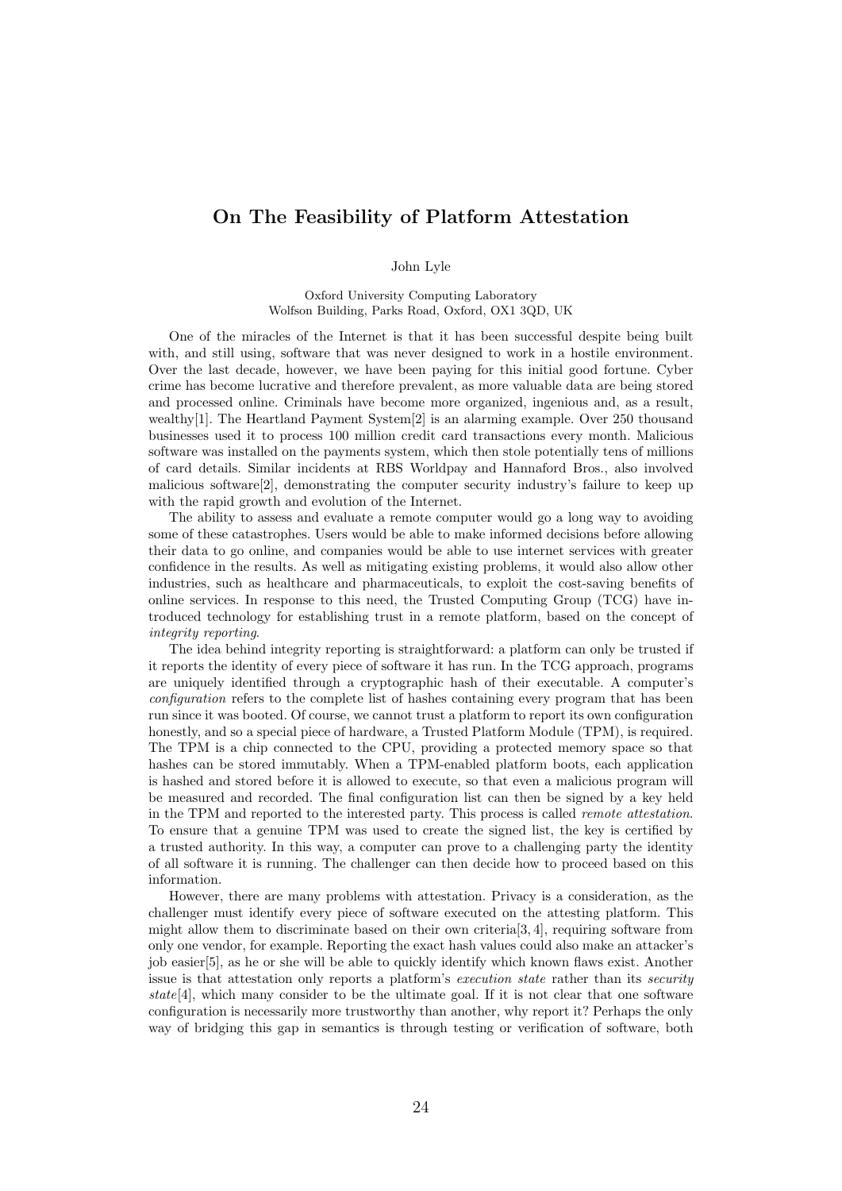# On The Feasibility of Platform Attestation

John Lyle

Oxford University Computing Laboratory
Wolfson Building, Parks Road, Oxford, OX1 3QD, UK

One of the miracles of the Internet is that it has been successful despite being built with, and still using, software that was never designed to work in a hostile environment. Over the last decade, however, we have been paying for this initial good fortune. Cyber crime has become lucrative and therefore prevalent, as more valuable data are being stored and processed online. Criminals have become more organized, ingenious and, as a result, wealthy[1]. The Heartland Payment System[2] is an alarming example. Over 250 thousand businesses used it to process 100 million credit card transactions every month. Malicious software was installed on the payments system, which then stole potentially tens of millions of card details. Similar incidents at RBS Worldpay and Hannaford Bros., also involved malicious software[2], demonstrating the computer security industry's failure to keep up with the rapid growth and evolution of the Internet.

The ability to assess and evaluate a remote computer would go a long way to avoiding some of these catastrophes. Users would be able to make informed decisions before allowing their data to go online, and companies would be able to use internet services with greater confidence in the results. As well as mitigating existing problems, it would also allow other industries, such as healthcare and pharmaceuticals, to exploit the cost-saving benefits of online services. In response to this need, the Trusted Computing Group (TCG) have introduced technology for establishing trust in a remote platform, based on the concept of *integrity reporting*.

The idea behind integrity reporting is straightforward: a platform can only be trusted if it reports the identity of every piece of software it has run. In the TCG approach, programs are uniquely identified through a cryptographic hash of their executable. A computer's *configuration* refers to the complete list of hashes containing every program that has been run since it was booted. Of course, we cannot trust a platform to report its own configuration honestly, and so a special piece of hardware, a Trusted Platform Module (TPM), is required. The TPM is a chip connected to the CPU, providing a protected memory space so that hashes can be stored immutably. When a TPM-enabled platform boots, each application is hashed and stored before it is allowed to execute, so that even a malicious program will be measured and recorded. The final configuration list can then be signed by a key held in the TPM and reported to the interested party. This process is called *remote attestation*. To ensure that a genuine TPM was used to create the signed list, the key is certified by a trusted authority. In this way, a computer can prove to a challenging party the identity of all software it is running. The challenger can then decide how to proceed based on this information.

However, there are many problems with attestation. Privacy is a consideration, as the challenger must identify every piece of software executed on the attesting platform. This might allow them to discriminate based on their own criteria[3, 4], requiring software from only one vendor, for example. Reporting the exact hash values could also make an attacker's job easier[5], as he or she will be able to quickly identify which known flaws exist. Another issue is that attestation only reports a platform's *execution state* rather than its *security state*[4], which many consider to be the ultimate goal. If it is not clear that one software configuration is necessarily more trustworthy than another, why report it? Perhaps the only way of bridging this gap in semantics is through testing or verification of software, both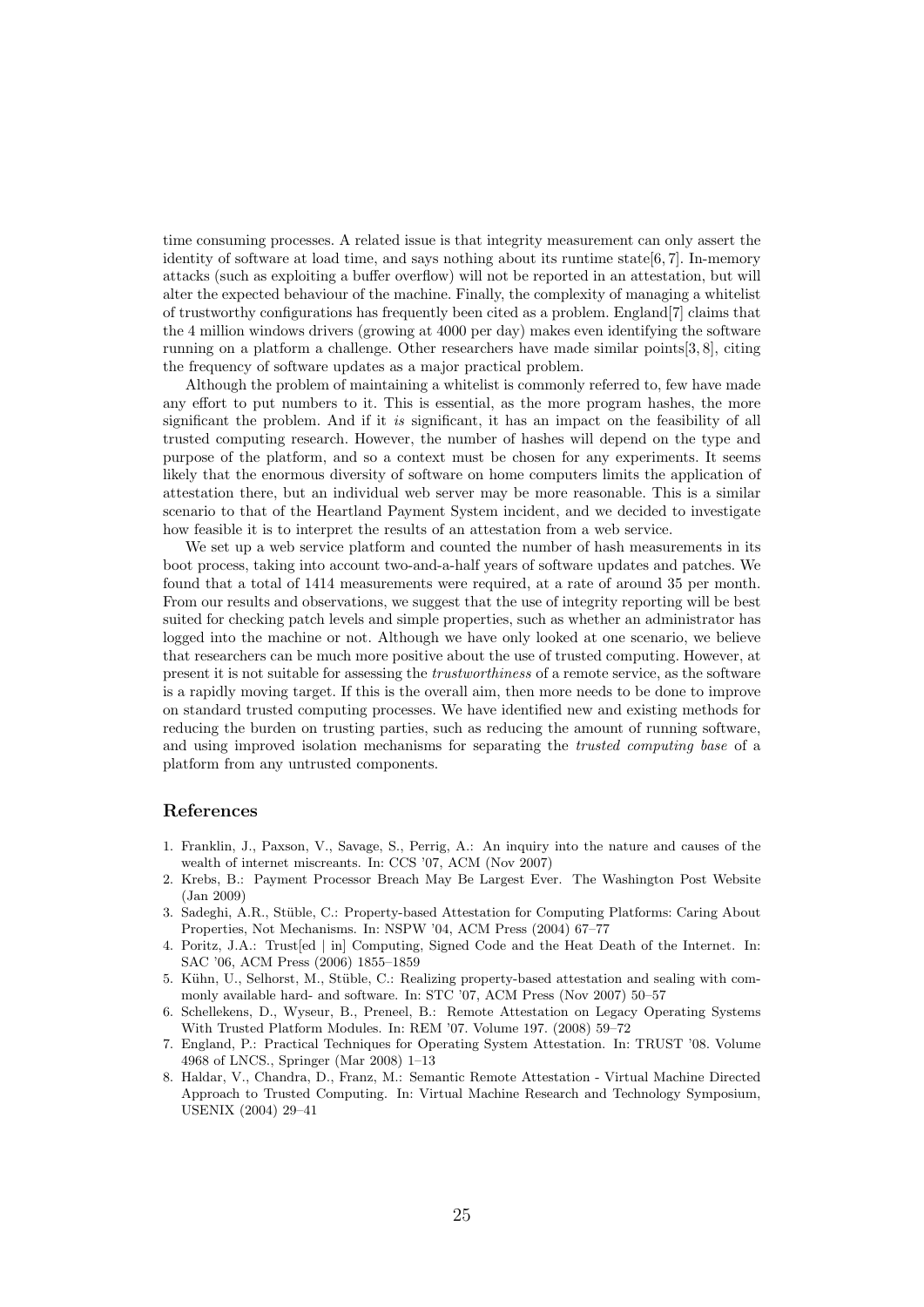time consuming processes. A related issue is that integrity measurement can only assert the identity of software at load time, and says nothing about its runtime state[6, 7]. In-memory attacks (such as exploiting a buffer overflow) will not be reported in an attestation, but will alter the expected behaviour of the machine. Finally, the complexity of managing a whitelist of trustworthy configurations has frequently been cited as a problem. England[7] claims that the 4 million windows drivers (growing at 4000 per day) makes even identifying the software running on a platform a challenge. Other researchers have made similar points[3, 8], citing the frequency of software updates as a major practical problem.

Although the problem of maintaining a whitelist is commonly referred to, few have made any effort to put numbers to it. This is essential, as the more program hashes, the more significant the problem. And if it *is* significant, it has an impact on the feasibility of all trusted computing research. However, the number of hashes will depend on the type and purpose of the platform, and so a context must be chosen for any experiments. It seems likely that the enormous diversity of software on home computers limits the application of attestation there, but an individual web server may be more reasonable. This is a similar scenario to that of the Heartland Payment System incident, and we decided to investigate how feasible it is to interpret the results of an attestation from a web service.

We set up a web service platform and counted the number of hash measurements in its boot process, taking into account two-and-a-half years of software updates and patches. We found that a total of 1414 measurements were required, at a rate of around 35 per month. From our results and observations, we suggest that the use of integrity reporting will be best suited for checking patch levels and simple properties, such as whether an administrator has logged into the machine or not. Although we have only looked at one scenario, we believe that researchers can be much more positive about the use of trusted computing. However, at present it is not suitable for assessing the *trustworthiness* of a remote service, as the software is a rapidly moving target. If this is the overall aim, then more needs to be done to improve on standard trusted computing processes. We have identified new and existing methods for reducing the burden on trusting parties, such as reducing the amount of running software, and using improved isolation mechanisms for separating the *trusted computing base* of a platform from any untrusted components.

## References

1. Franklin, J., Paxson, V., Savage, S., Perrig, A.: An inquiry into the nature and causes of the wealth of internet miscreants. In: CCS '07, ACM (Nov 2007)
2. Krebs, B.: Payment Processor Breach May Be Largest Ever. The Washington Post Website (Jan 2009)
3. Sadeghi, A.R., Stüble, C.: Property-based Attestation for Computing Platforms: Caring About Properties, Not Mechanisms. In: NSPW '04, ACM Press (2004) 67–77
4. Poritz, J.A.: Trust[ed | in] Computing, Signed Code and the Heat Death of the Internet. In: SAC '06, ACM Press (2006) 1855–1859
5. Kühn, U., Selhorst, M., Stüble, C.: Realizing property-based attestation and sealing with commonly available hard- and software. In: STC '07, ACM Press (Nov 2007) 50–57
6. Schellekens, D., Wyseur, B., Preneel, B.: Remote Attestation on Legacy Operating Systems With Trusted Platform Modules. In: REM '07. Volume 197. (2008) 59–72
7. England, P.: Practical Techniques for Operating System Attestation. In: TRUST '08. Volume 4968 of LNCS., Springer (Mar 2008) 1–13
8. Haldar, V., Chandra, D., Franz, M.: Semantic Remote Attestation - Virtual Machine Directed Approach to Trusted Computing. In: Virtual Machine Research and Technology Symposium, USENIX (2004) 29–41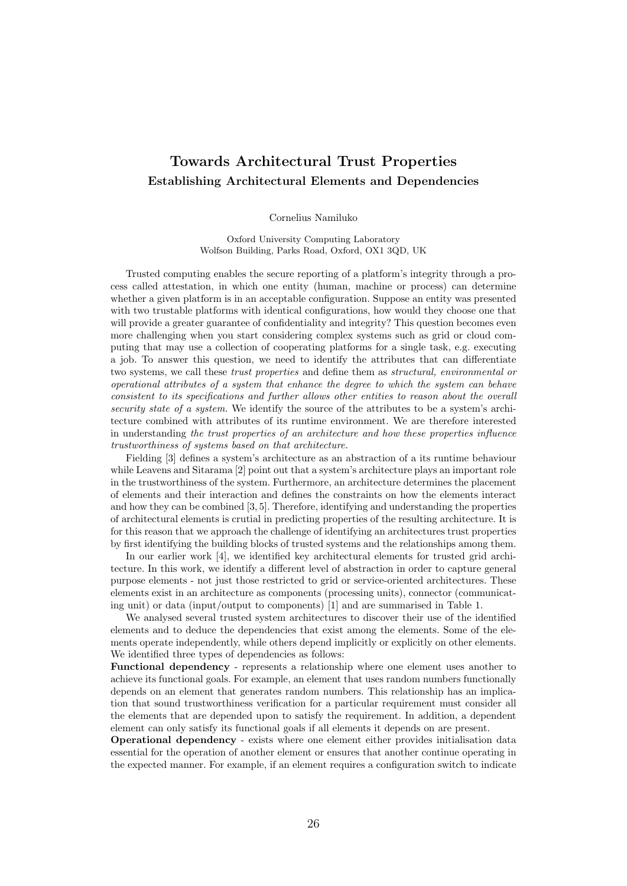# Towards Architectural Trust Properties

## Establishing Architectural Elements and Dependencies

Cornelius Namiluko

Oxford University Computing Laboratory
Wolfson Building, Parks Road, Oxford, OX1 3QD, UK

Trusted computing enables the secure reporting of a platform's integrity through a process called attestation, in which one entity (human, machine or process) can determine whether a given platform is in an acceptable configuration. Suppose an entity was presented with two trustable platforms with identical configurations, how would they choose one that will provide a greater guarantee of confidentiality and integrity? This question becomes even more challenging when you start considering complex systems such as grid or cloud computing that may use a collection of cooperating platforms for a single task, e.g. executing a job. To answer this question, we need to identify the attributes that can differentiate two systems, we call these *trust properties* and define them as *structural, environmental or operational attributes of a system that enhance the degree to which the system can behave consistent to its specifications and further allows other entities to reason about the overall security state of a system.* We identify the source of the attributes to be a system's architecture combined with attributes of its runtime environment. We are therefore interested in understanding *the trust properties of an architecture and how these properties influence trustworthiness of systems based on that architecture.*

Fielding [3] defines a system's architecture as an abstraction of a its runtime behaviour while Leavens and Sitarama [2] point out that a system's architecture plays an important role in the trustworthiness of the system. Furthermore, an architecture determines the placement of elements and their interaction and defines the constraints on how the elements interact and how they can be combined [3, 5]. Therefore, identifying and understanding the properties of architectural elements is crutial in predicting properties of the resulting architecture. It is for this reason that we approach the challenge of identifying an architectures trust properties by first identifying the building blocks of trusted systems and the relationships among them.

In our earlier work [4], we identified key architectural elements for trusted grid architecture. In this work, we identify a different level of abstraction in order to capture general purpose elements - not just those restricted to grid or service-oriented architectures. These elements exist in an architecture as components (processing units), connector (communicating unit) or data (input/output to components) [1] and are summarised in Table 1.

We analysed several trusted system architectures to discover their use of the identified elements and to deduce the dependencies that exist among the elements. Some of the elements operate independently, while others depend implicitly or explicitly on other elements. We identified three types of dependencies as follows:

**Functional dependency** - represents a relationship where one element uses another to achieve its functional goals. For example, an element that uses random numbers functionally depends on an element that generates random numbers. This relationship has an implication that sound trustworthiness verification for a particular requirement must consider all the elements that are depended upon to satisfy the requirement. In addition, a dependent element can only satisfy its functional goals if all elements it depends on are present.

**Operational dependency** - exists where one element either provides initialisation data essential for the operation of another element or ensures that another continue operating in the expected manner. For example, if an element requires a configuration switch to indicate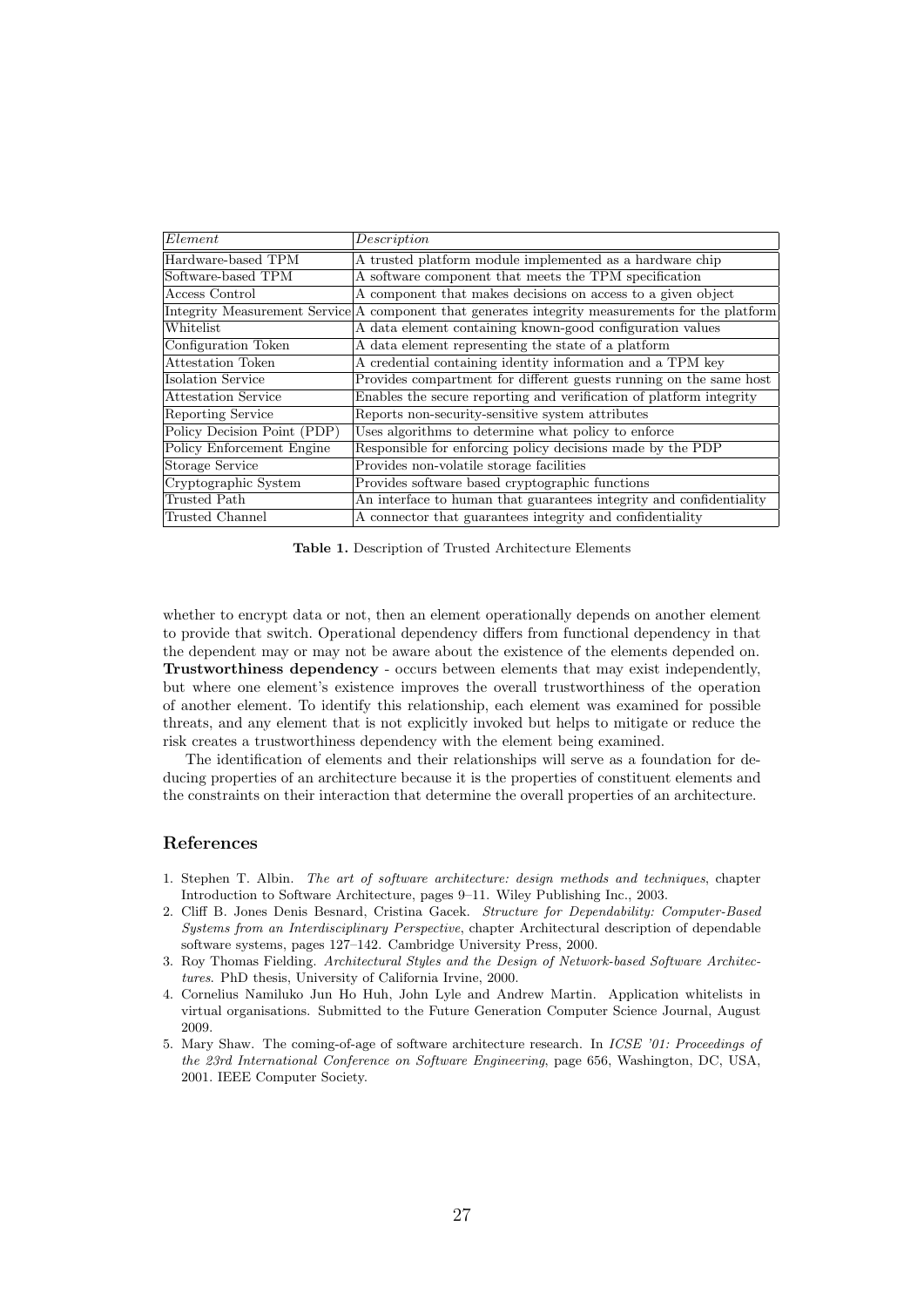| *Element* | *Description* |
|---|---|
| Hardware-based TPM | A trusted platform module implemented as a hardware chip |
| Software-based TPM | A software component that meets the TPM specification |
| Access Control | A component that makes decisions on access to a given object |
| Integrity Measurement Service | A component that generates integrity measurements for the platform |
| Whitelist | A data element containing known-good configuration values |
| Configuration Token | A data element representing the state of a platform |
| Attestation Token | A credential containing identity information and a TPM key |
| Isolation Service | Provides compartment for different guests running on the same host |
| Attestation Service | Enables the secure reporting and verification of platform integrity |
| Reporting Service | Reports non-security-sensitive system attributes |
| Policy Decision Point (PDP) | Uses algorithms to determine what policy to enforce |
| Policy Enforcement Engine | Responsible for enforcing policy decisions made by the PDP |
| Storage Service | Provides non-volatile storage facilities |
| Cryptographic System | Provides software based cryptographic functions |
| Trusted Path | An interface to human that guarantees integrity and confidentiality |
| Trusted Channel | A connector that guarantees integrity and confidentiality |

**Table 1.** Description of Trusted Architecture Elements

whether to encrypt data or not, then an element operationally depends on another element to provide that switch. Operational dependency differs from functional dependency in that the dependent may or may not be aware about the existence of the elements depended on. **Trustworthiness dependency** - occurs between elements that may exist independently, but where one element's existence improves the overall trustworthiness of the operation of another element. To identify this relationship, each element was examined for possible threats, and any element that is not explicitly invoked but helps to mitigate or reduce the risk creates a trustworthiness dependency with the element being examined.

The identification of elements and their relationships will serve as a foundation for deducing properties of an architecture because it is the properties of constituent elements and the constraints on their interaction that determine the overall properties of an architecture.

## References

1. Stephen T. Albin. *The art of software architecture: design methods and techniques*, chapter Introduction to Software Architecture, pages 9–11. Wiley Publishing Inc., 2003.
2. Cliff B. Jones Denis Besnard, Cristina Gacek. *Structure for Dependability: Computer-Based Systems from an Interdisciplinary Perspective*, chapter Architectural description of dependable software systems, pages 127–142. Cambridge University Press, 2000.
3. Roy Thomas Fielding. *Architectural Styles and the Design of Network-based Software Architectures*. PhD thesis, University of California Irvine, 2000.
4. Cornelius Namiluko Jun Ho Huh, John Lyle and Andrew Martin. Application whitelists in virtual organisations. Submitted to the Future Generation Computer Science Journal, August 2009.
5. Mary Shaw. The coming-of-age of software architecture research. In *ICSE '01: Proceedings of the 23rd International Conference on Software Engineering*, page 656, Washington, DC, USA, 2001. IEEE Computer Society.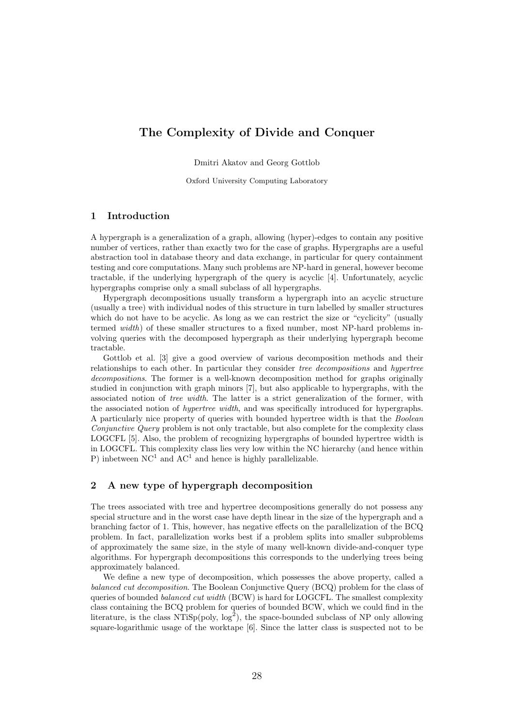# The Complexity of Divide and Conquer

Dmitri Akatov and Georg Gottlob

Oxford University Computing Laboratory

## 1 Introduction

A hypergraph is a generalization of a graph, allowing (hyper)-edges to contain any positive number of vertices, rather than exactly two for the case of graphs. Hypergraphs are a useful abstraction tool in database theory and data exchange, in particular for query containment testing and core computations. Many such problems are NP-hard in general, however become tractable, if the underlying hypergraph of the query is acyclic [4]. Unfortunately, acyclic hypergraphs comprise only a small subclass of all hypergraphs.

Hypergraph decompositions usually transform a hypergraph into an acyclic structure (usually a tree) with individual nodes of this structure in turn labelled by smaller structures which do not have to be acyclic. As long as we can restrict the size or "cyclicity" (usually termed *width*) of these smaller structures to a fixed number, most NP-hard problems involving queries with the decomposed hypergraph as their underlying hypergraph become tractable.

Gottlob et al. [3] give a good overview of various decomposition methods and their relationships to each other. In particular they consider *tree decompositions* and *hypertree decompositions*. The former is a well-known decomposition method for graphs originally studied in conjunction with graph minors [7], but also applicable to hypergraphs, with the associated notion of *tree width*. The latter is a strict generalization of the former, with the associated notion of *hypertree width*, and was specifically introduced for hypergraphs. A particularly nice property of queries with bounded hypertree width is that the *Boolean Conjunctive Query* problem is not only tractable, but also complete for the complexity class LOGCFL [5]. Also, the problem of recognizing hypergraphs of bounded hypertree width is in LOGCFL. This complexity class lies very low within the NC hierarchy (and hence within P) inbetween $\mathrm{NC}^1$ and $\mathrm{AC}^1$ and hence is highly parallelizable.

## 2 A new type of hypergraph decomposition

The trees associated with tree and hypertree decompositions generally do not possess any special structure and in the worst case have depth linear in the size of the hypergraph and a branching factor of 1. This, however, has negative effects on the parallelization of the BCQ problem. In fact, parallelization works best if a problem splits into smaller subproblems of approximately the same size, in the style of many well-known divide-and-conquer type algorithms. For hypergraph decompositions this corresponds to the underlying trees being approximately balanced.

We define a new type of decomposition, which possesses the above property, called a *balanced cut decomposition*. The Boolean Conjunctive Query (BCQ) problem for the class of queries of bounded *balanced cut width* (BCW) is hard for LOGCFL. The smallest complexity class containing the BCQ problem for queries of bounded BCW, which we could find in the literature, is the class NTiSp(poly, $\log^2$), the space-bounded subclass of NP only allowing square-logarithmic usage of the worktape [6]. Since the latter class is suspected not to be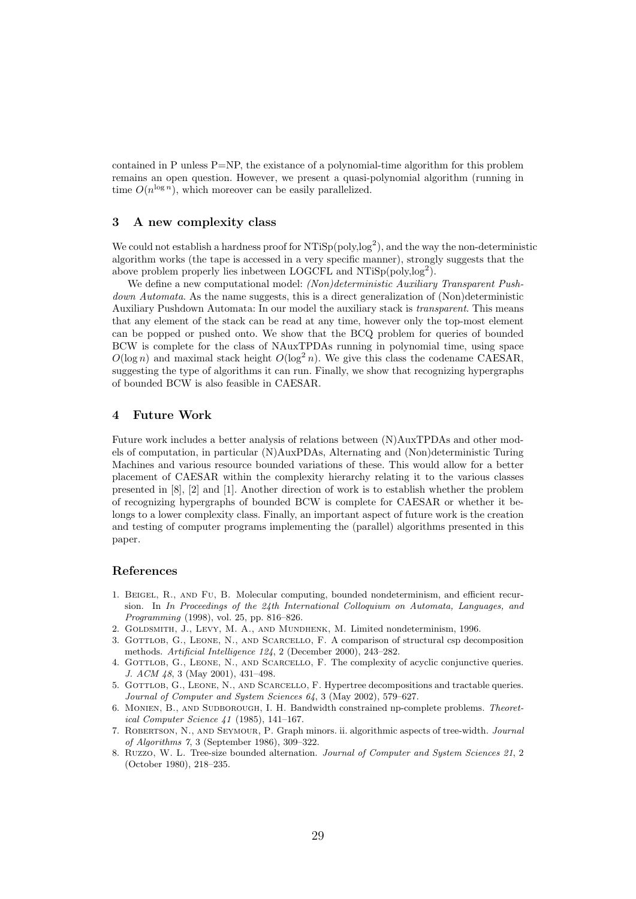contained in P unless P=NP, the existance of a polynomial-time algorithm for this problem remains an open question. However, we present a quasi-polynomial algorithm (running in time $O(n^{\log n})$, which moreover can be easily parallelized.

## 3 A new complexity class

We could not establish a hardness proof for NTiSp(poly,$\log^2$), and the way the non-deterministic algorithm works (the tape is accessed in a very specific manner), strongly suggests that the above problem properly lies inbetween LOGCFL and NTiSp(poly,$\log^2$).

We define a new computational model: *(Non)deterministic Auxiliary Transparent Pushdown Automata*. As the name suggests, this is a direct generalization of (Non)deterministic Auxiliary Pushdown Automata: In our model the auxiliary stack is *transparent*. This means that any element of the stack can be read at any time, however only the top-most element can be popped or pushed onto. We show that the BCQ problem for queries of bounded BCW is complete for the class of NAuxTPDAs running in polynomial time, using space $O(\log n)$ and maximal stack height $O(\log^2 n)$. We give this class the codename CAESAR, suggesting the type of algorithms it can run. Finally, we show that recognizing hypergraphs of bounded BCW is also feasible in CAESAR.

## 4 Future Work

Future work includes a better analysis of relations between (N)AuxTPDAs and other models of computation, in particular (N)AuxPDAs, Alternating and (Non)deterministic Turing Machines and various resource bounded variations of these. This would allow for a better placement of CAESAR within the complexity hierarchy relating it to the various classes presented in [8], [2] and [1]. Another direction of work is to establish whether the problem of recognizing hypergraphs of bounded BCW is complete for CAESAR or whether it belongs to a lower complexity class. Finally, an important aspect of future work is the creation and testing of computer programs implementing the (parallel) algorithms presented in this paper.

## References

1. Beigel, R., and Fu, B. Molecular computing, bounded nondeterminism, and efficient recursion. In *In Proceedings of the 24th International Colloquium on Automata, Languages, and Programming* (1998), vol. 25, pp. 816–826.
2. Goldsmith, J., Levy, M. A., and Mundhenk, M. Limited nondeterminism, 1996.
3. Gottlob, G., Leone, N., and Scarcello, F. A comparison of structural csp decomposition methods. *Artificial Intelligence 124*, 2 (December 2000), 243–282.
4. Gottlob, G., Leone, N., and Scarcello, F. The complexity of acyclic conjunctive queries. *J. ACM 48*, 3 (May 2001), 431–498.
5. Gottlob, G., Leone, N., and Scarcello, F. Hypertree decompositions and tractable queries. *Journal of Computer and System Sciences 64*, 3 (May 2002), 579–627.
6. Monien, B., and Sudborough, I. H. Bandwidth constrained np-complete problems. *Theoretical Computer Science 41* (1985), 141–167.
7. Robertson, N., and Seymour, P. Graph minors. ii. algorithmic aspects of tree-width. *Journal of Algorithms 7*, 3 (September 1986), 309–322.
8. Ruzzo, W. L. Tree-size bounded alternation. *Journal of Computer and System Sciences 21*, 2 (October 1980), 218–235.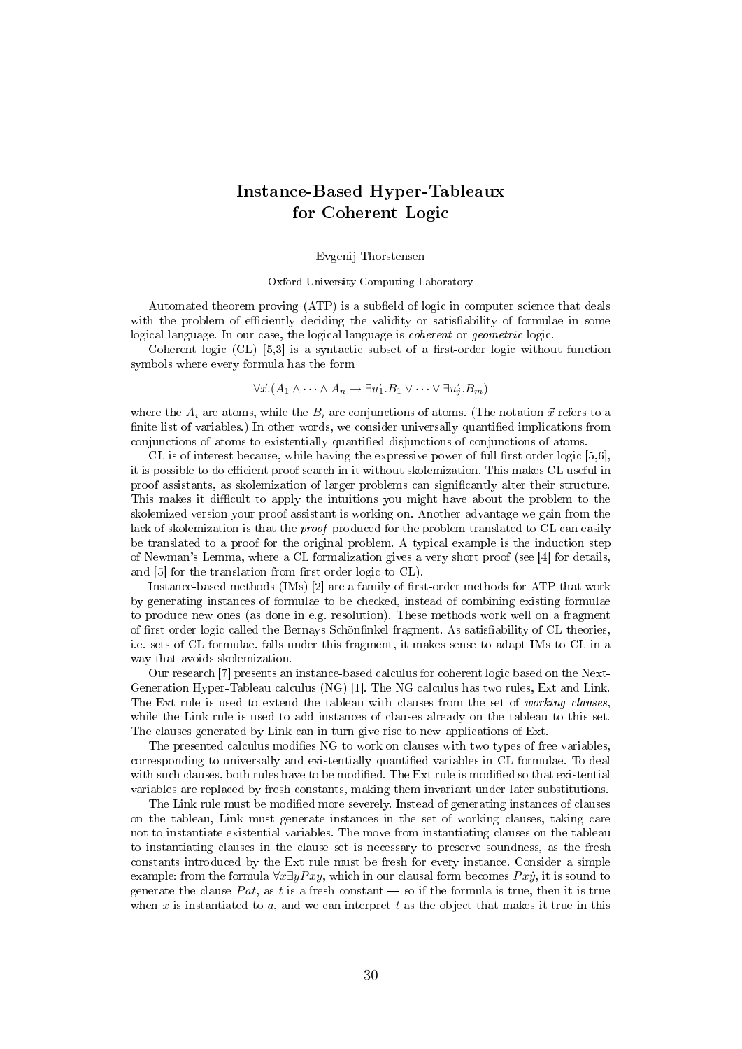# Instance-Based Hyper-Tableaux for Coherent Logic

Evgenij Thorstensen

Oxford University Computing Laboratory

Automated theorem proving (ATP) is a subfield of logic in computer science that deals with the problem of efficiently deciding the validity or satisfiability of formulae in some logical language. In our case, the logical language is *coherent* or *geometric* logic.

Coherent logic (CL) [5,3] is a syntactic subset of a first-order logic without function symbols where every formula has the form

$$\forall \vec{x}.(A_1 \wedge \cdots \wedge A_n \rightarrow \exists \vec{u_1}.B_1 \vee \cdots \vee \exists \vec{u_j}.B_m)$$

where the $A_i$ are atoms, while the $B_i$ are conjunctions of atoms. (The notation $\vec{x}$ refers to a finite list of variables.) In other words, we consider universally quantified implications from conjunctions of atoms to existentially quantified disjunctions of conjunctions of atoms.

CL is of interest because, while having the expressive power of full first-order logic [5,6], it is possible to do efficient proof search in it without skolemization. This makes CL useful in proof assistants, as skolemization of larger problems can significantly alter their structure. This makes it difficult to apply the intuitions you might have about the problem to the skolemized version your proof assistant is working on. Another advantage we gain from the lack of skolemization is that the *proof* produced for the problem translated to CL can easily be translated to a proof for the original problem. A typical example is the induction step of Newman's Lemma, where a CL formalization gives a very short proof (see [4] for details, and [5] for the translation from first-order logic to CL).

Instance-based methods (IMs) [2] are a family of first-order methods for ATP that work by generating instances of formulae to be checked, instead of combining existing formulae to produce new ones (as done in e.g. resolution). These methods work well on a fragment of first-order logic called the Bernays-Schönfinkel fragment. As satisfiability of CL theories, i.e. sets of CL formulae, falls under this fragment, it makes sense to adapt IMs to CL in a way that avoids skolemization.

Our research [7] presents an instance-based calculus for coherent logic based on the Next-Generation Hyper-Tableau calculus (NG) [1]. The NG calculus has two rules, Ext and Link. The Ext rule is used to extend the tableau with clauses from the set of *working clauses*, while the Link rule is used to add instances of clauses already on the tableau to this set. The clauses generated by Link can in turn give rise to new applications of Ext.

The presented calculus modifies NG to work on clauses with two types of free variables, corresponding to universally and existentially quantified variables in CL formulae. To deal with such clauses, both rules have to be modified. The Ext rule is modified so that existential variables are replaced by fresh constants, making them invariant under later substitutions.

The Link rule must be modified more severely. Instead of generating instances of clauses on the tableau, Link must generate instances in the set of working clauses, taking care not to instantiate existential variables. The move from instantiating clauses on the tableau to instantiating clauses in the clause set is necessary to preserve soundness, as the fresh constants introduced by the Ext rule must be fresh for every instance. Consider a simple example: from the formula $\forall x \exists y Pxy$, which in our clausal form becomes $Px\acute{y}$, it is sound to generate the clause $Pat$, as $t$ is a fresh constant — so if the formula is true, then it is true when $x$ is instantiated to $a$, and we can interpret $t$ as the object that makes it true in this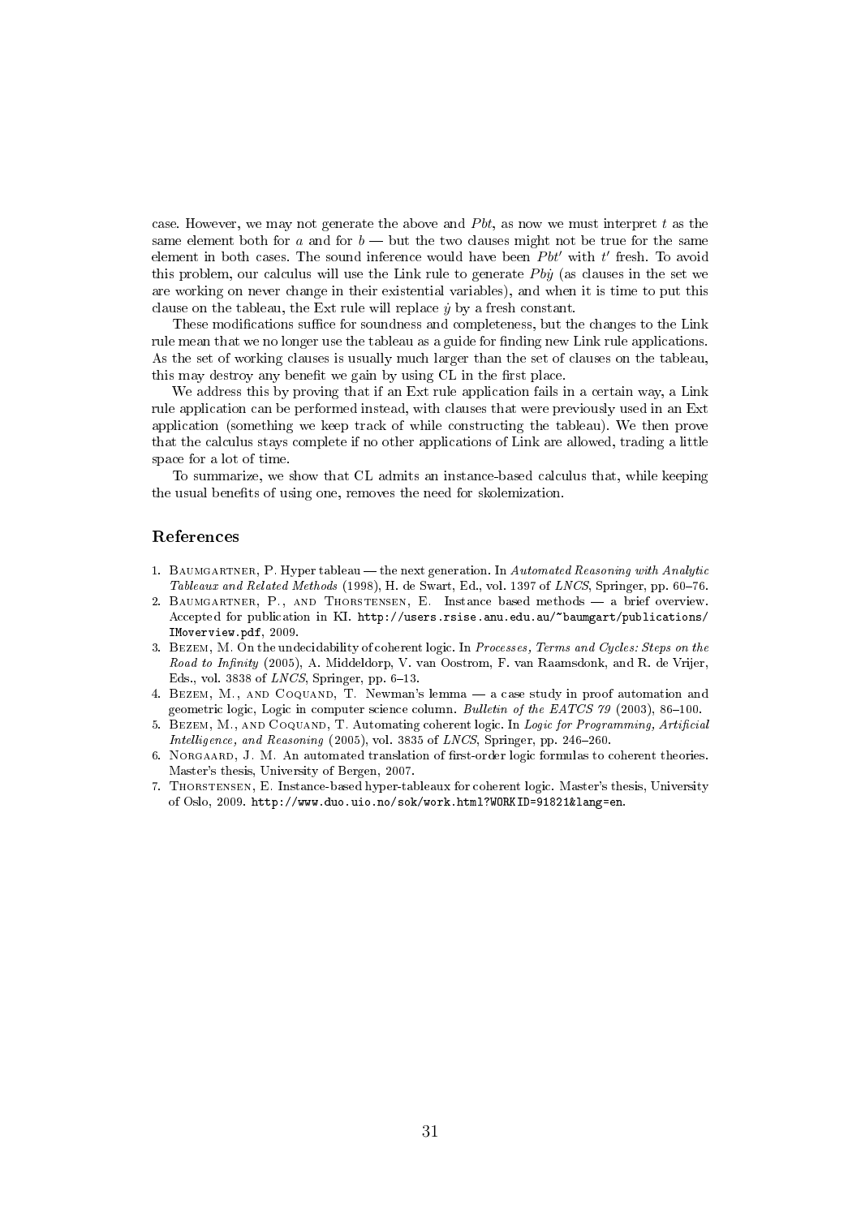case. However, we may not generate the above and $Pbt$, as now we must interpret $t$ as the same element both for $a$ and for $b$ — but the two clauses might not be true for the same element in both cases. The sound inference would have been $Pbt'$ with $t'$ fresh. To avoid this problem, our calculus will use the Link rule to generate $Pb\dot{y}$ (as clauses in the set we are working on never change in their existential variables), and when it is time to put this clause on the tableau, the Ext rule will replace $\dot{y}$ by a fresh constant.

These modifications suffice for soundness and completeness, but the changes to the Link rule mean that we no longer use the tableau as a guide for finding new Link rule applications. As the set of working clauses is usually much larger than the set of clauses on the tableau, this may destroy any benefit we gain by using CL in the first place.

We address this by proving that if an Ext rule application fails in a certain way, a Link rule application can be performed instead, with clauses that were previously used in an Ext application (something we keep track of while constructing the tableau). We then prove that the calculus stays complete if no other applications of Link are allowed, trading a little space for a lot of time.

To summarize, we show that CL admits an instance-based calculus that, while keeping the usual benefits of using one, removes the need for skolemization.

## References

1. Baumgartner, P. Hyper tableau — the next generation. In *Automated Reasoning with Analytic Tableaux and Related Methods* (1998), H. de Swart, Ed., vol. 1397 of *LNCS*, Springer, pp. 60–76.
2. Baumgartner, P., and Thorstensen, E. Instance based methods — a brief overview. Accepted for publication in KI. http://users.rsise.anu.edu.au/~baumgart/publications/IMoverview.pdf, 2009.
3. Bezem, M. On the undecidability of coherent logic. In *Processes, Terms and Cycles: Steps on the Road to Infinity* (2005), A. Middeldorp, V. van Oostrom, F. van Raamsdonk, and R. de Vrijer, Eds., vol. 3838 of *LNCS*, Springer, pp. 6–13.
4. Bezem, M., and Coquand, T. Newman's lemma — a case study in proof automation and geometric logic, Logic in computer science column. *Bulletin of the EATCS 79* (2003), 86–100.
5. Bezem, M., and Coquand, T. Automating coherent logic. In *Logic for Programming, Artificial Intelligence, and Reasoning* (2005), vol. 3835 of *LNCS*, Springer, pp. 246–260.
6. Norgaard, J. M. An automated translation of first-order logic formulas to coherent theories. Master's thesis, University of Bergen, 2007.
7. Thorstensen, E. Instance-based hyper-tableaux for coherent logic. Master's thesis, University of Oslo, 2009. http://www.duo.uio.no/sok/work.html?WORKID=91821&lang=en.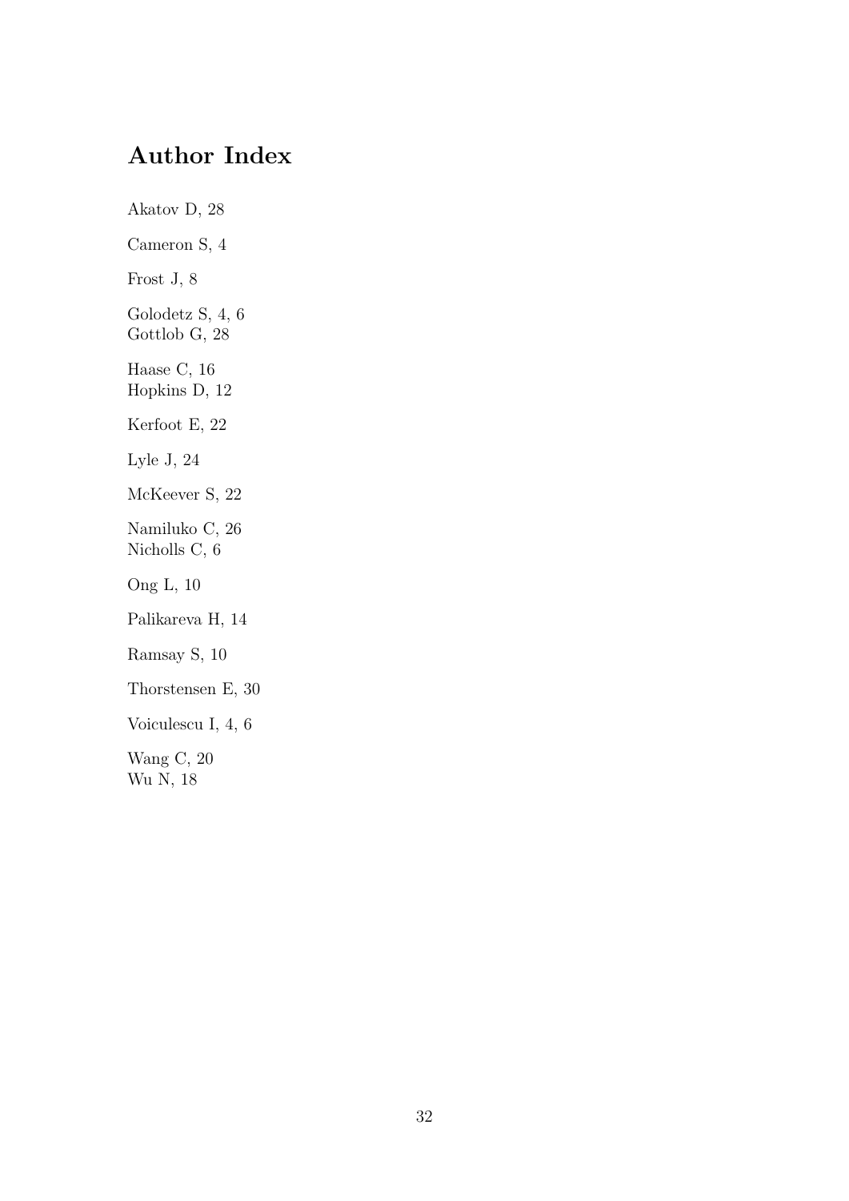# Author Index

Akatov D, 28

Cameron S, 4

Frost J, 8

Golodetz S, 4, 6
Gottlob G, 28

Haase C, 16
Hopkins D, 12

Kerfoot E, 22

Lyle J, 24

McKeever S, 22

Namiluko C, 26
Nicholls C, 6

Ong L, 10

Palikareva H, 14

Ramsay S, 10

Thorstensen E, 30

Voiculescu I, 4, 6

Wang C, 20
Wu N, 18